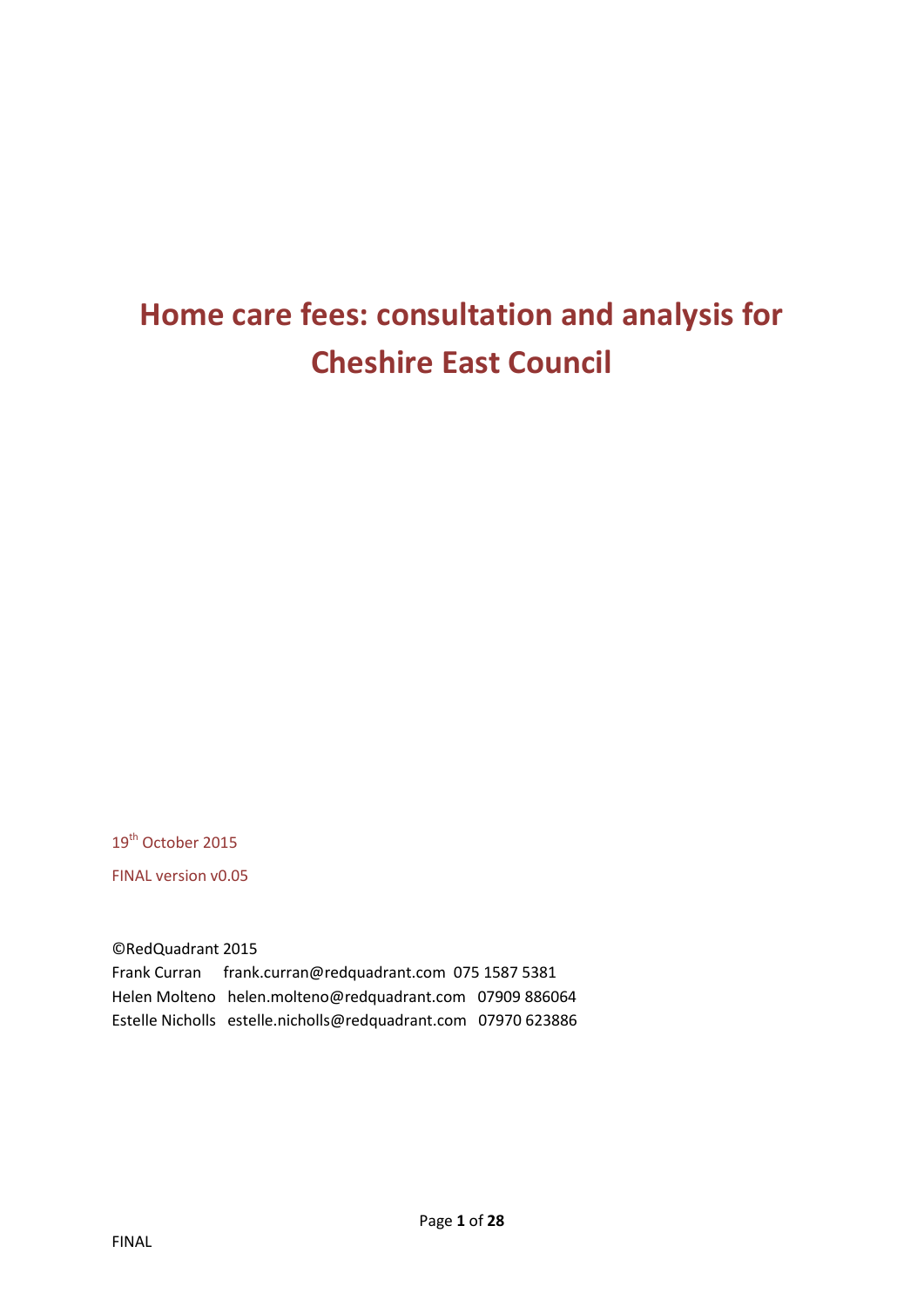# Home care fees: consultation and analysis for Cheshire East Council

19th October 2015

FINAL version v0.05

©RedQuadrant 2015

Frank Curran frank.curran@redquadrant.com 075 1587 5381

Helen Molteno helen.molteno@redquadrant.com 07909 886064

Estelle Nicholls estelle.nicholls@redquadrant.com 07970 623886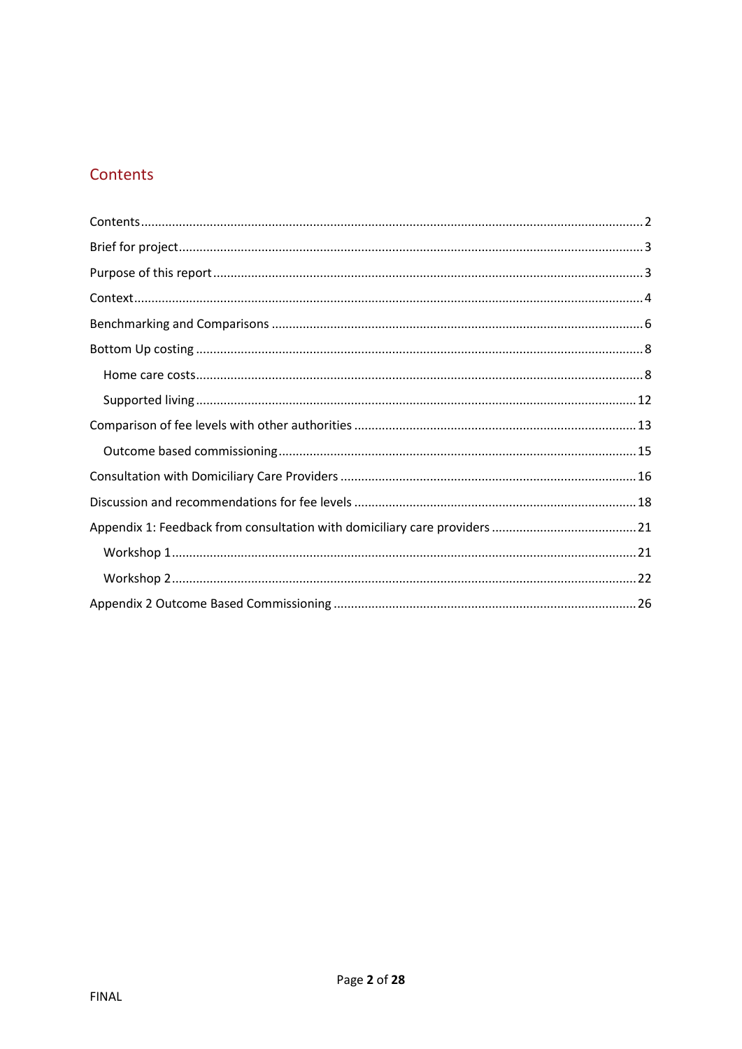# Contents

Contents ........ 2

Brief for project ........ 3

Purpose of this report ........ 3

Context ........ 4

Benchmarking and Comparisons ........ 6

Bottom Up costing ........ 8

- Home care costs ........ 8
- Supported living ........ 12

Comparison of fee levels with other authorities ........ 13

- Outcome based commissioning ........ 15

Consultation with Domiciliary Care Providers ........ 16

Discussion and recommendations for fee levels ........ 18

Appendix 1: Feedback from consultation with domiciliary care providers ........ 21

- Workshop 1 ........ 21
- Workshop 2 ........ 22

Appendix 2 Outcome Based Commissioning ........ 26

FINAL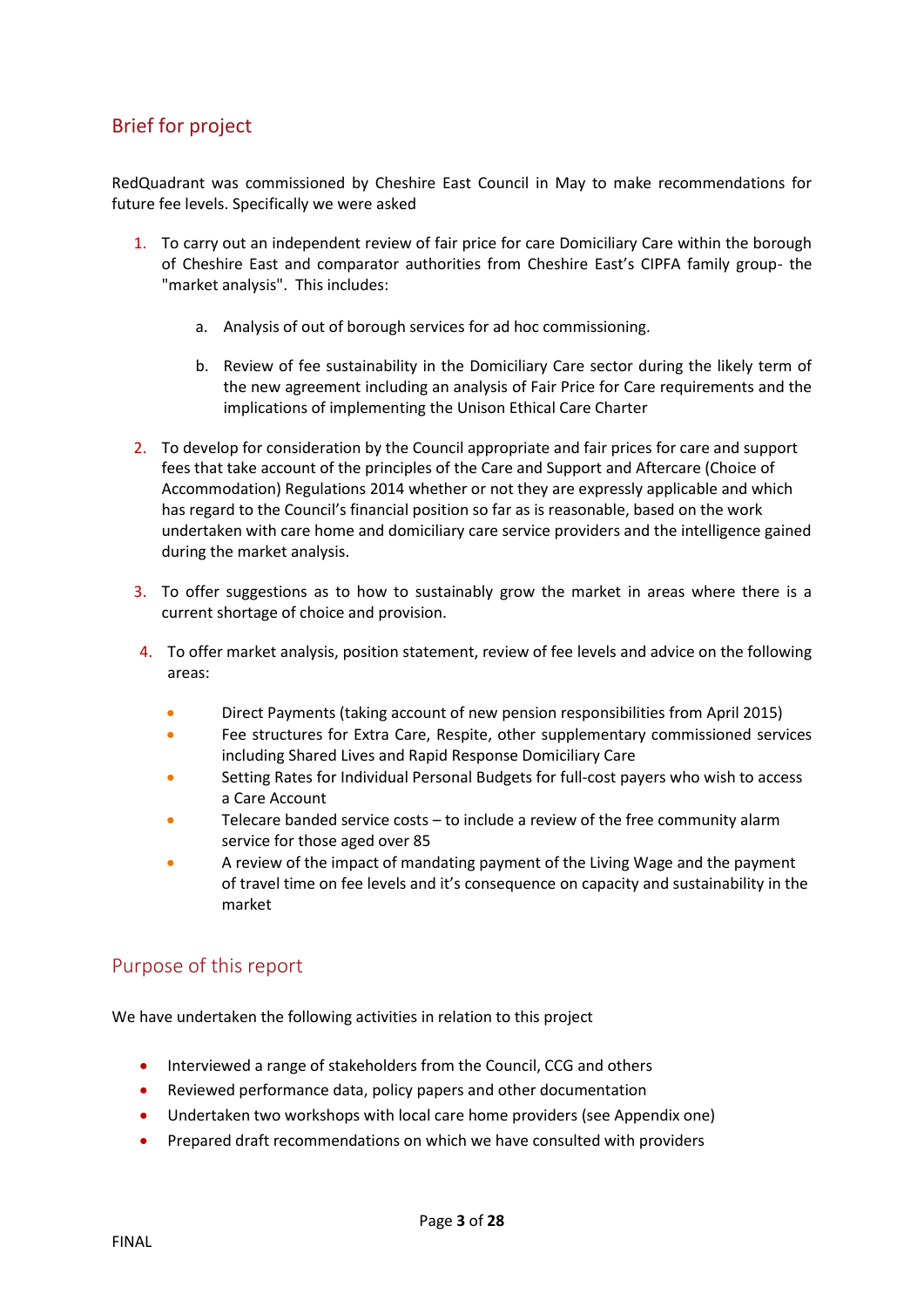## Brief for project

RedQuadrant was commissioned by Cheshire East Council in May to make recommendations for future fee levels. Specifically we were asked

1. To carry out an independent review of fair price for care Domiciliary Care within the borough of Cheshire East and comparator authorities from Cheshire East's CIPFA family group- the "market analysis". This includes:

    a. Analysis of out of borough services for ad hoc commissioning.

    b. Review of fee sustainability in the Domiciliary Care sector during the likely term of the new agreement including an analysis of Fair Price for Care requirements and the implications of implementing the Unison Ethical Care Charter

2. To develop for consideration by the Council appropriate and fair prices for care and support fees that take account of the principles of the Care and Support and Aftercare (Choice of Accommodation) Regulations 2014 whether or not they are expressly applicable and which has regard to the Council's financial position so far as is reasonable, based on the work undertaken with care home and domiciliary care service providers and the intelligence gained during the market analysis.

3. To offer suggestions as to how to sustainably grow the market in areas where there is a current shortage of choice and provision.

4. To offer market analysis, position statement, review of fee levels and advice on the following areas:

    - Direct Payments (taking account of new pension responsibilities from April 2015)
    - Fee structures for Extra Care, Respite, other supplementary commissioned services including Shared Lives and Rapid Response Domiciliary Care
    - Setting Rates for Individual Personal Budgets for full-cost payers who wish to access a Care Account
    - Telecare banded service costs – to include a review of the free community alarm service for those aged over 85
    - A review of the impact of mandating payment of the Living Wage and the payment of travel time on fee levels and it's consequence on capacity and sustainability in the market

## Purpose of this report

We have undertaken the following activities in relation to this project

- Interviewed a range of stakeholders from the Council, CCG and others
- Reviewed performance data, policy papers and other documentation
- Undertaken two workshops with local care home providers (see Appendix one)
- Prepared draft recommendations on which we have consulted with providers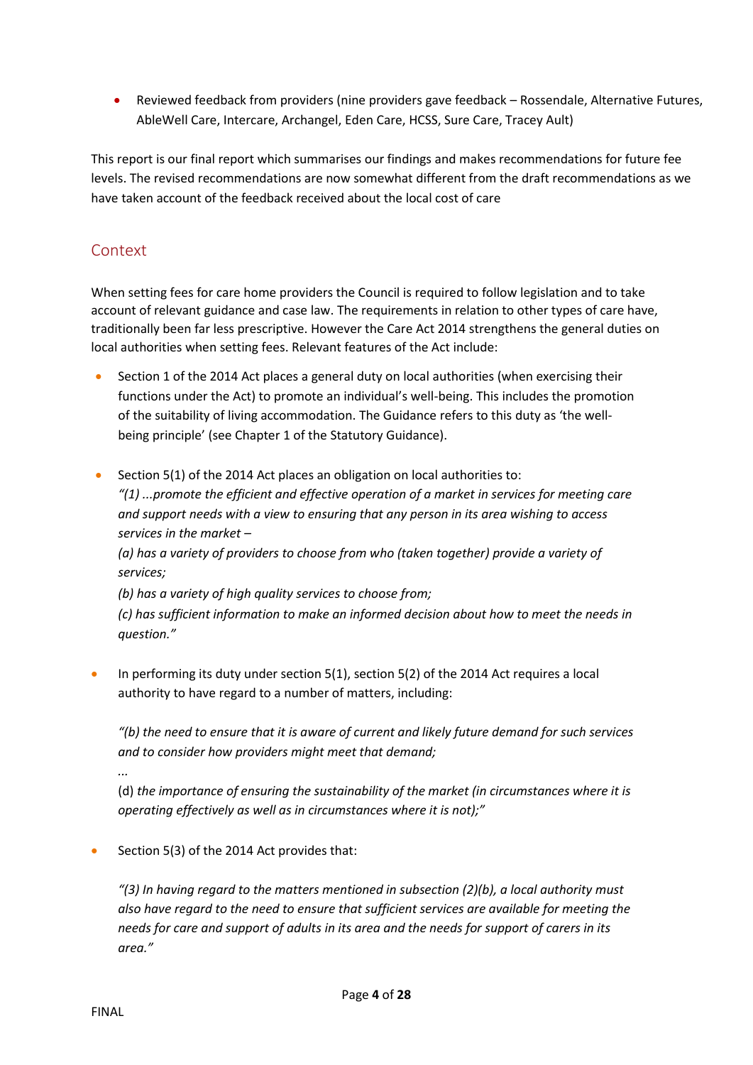- Reviewed feedback from providers (nine providers gave feedback – Rossendale, Alternative Futures, AbleWell Care, Intercare, Archangel, Eden Care, HCSS, Sure Care, Tracey Ault)

This report is our final report which summarises our findings and makes recommendations for future fee levels. The revised recommendations are now somewhat different from the draft recommendations as we have taken account of the feedback received about the local cost of care

## Context

When setting fees for care home providers the Council is required to follow legislation and to take account of relevant guidance and case law. The requirements in relation to other types of care have, traditionally been far less prescriptive. However the Care Act 2014 strengthens the general duties on local authorities when setting fees. Relevant features of the Act include:

- Section 1 of the 2014 Act places a general duty on local authorities (when exercising their functions under the Act) to promote an individual's well-being. This includes the promotion of the suitability of living accommodation. The Guidance refers to this duty as 'the well-being principle' (see Chapter 1 of the Statutory Guidance).

- Section 5(1) of the 2014 Act places an obligation on local authorities to:
  *"(1) ...promote the efficient and effective operation of a market in services for meeting care and support needs with a view to ensuring that any person in its area wishing to access services in the market –*
  *(a) has a variety of providers to choose from who (taken together) provide a variety of services;*
  *(b) has a variety of high quality services to choose from;*
  *(c) has sufficient information to make an informed decision about how to meet the needs in question."*

- In performing its duty under section 5(1), section 5(2) of the 2014 Act requires a local authority to have regard to a number of matters, including:

  *"(b) the need to ensure that it is aware of current and likely future demand for such services and to consider how providers might meet that demand;*
  *...*
  (d) *the importance of ensuring the sustainability of the market (in circumstances where it is operating effectively as well as in circumstances where it is not);"*

- Section 5(3) of the 2014 Act provides that:

  *"(3) In having regard to the matters mentioned in subsection (2)(b), a local authority must also have regard to the need to ensure that sufficient services are available for meeting the needs for care and support of adults in its area and the needs for support of carers in its area."*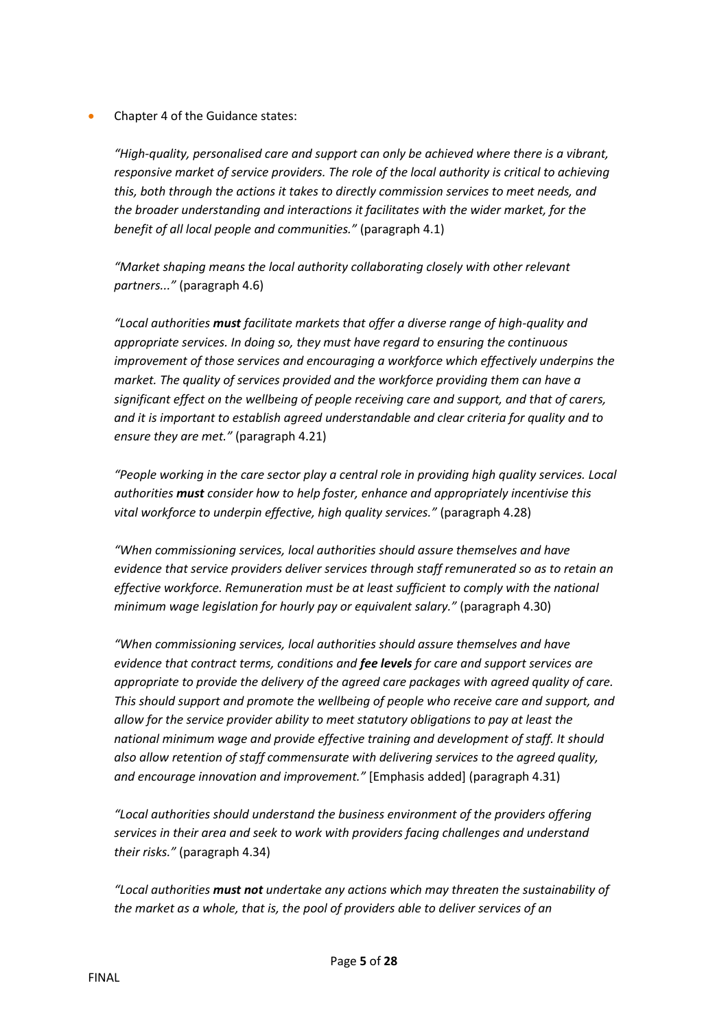- Chapter 4 of the Guidance states:

  *"High-quality, personalised care and support can only be achieved where there is a vibrant, responsive market of service providers. The role of the local authority is critical to achieving this, both through the actions it takes to directly commission services to meet needs, and the broader understanding and interactions it facilitates with the wider market, for the benefit of all local people and communities."* (paragraph 4.1)

  *"Market shaping means the local authority collaborating closely with other relevant partners..."* (paragraph 4.6)

  *"Local authorities **must** facilitate markets that offer a diverse range of high-quality and appropriate services. In doing so, they must have regard to ensuring the continuous improvement of those services and encouraging a workforce which effectively underpins the market. The quality of services provided and the workforce providing them can have a significant effect on the wellbeing of people receiving care and support, and that of carers, and it is important to establish agreed understandable and clear criteria for quality and to ensure they are met."* (paragraph 4.21)

  *"People working in the care sector play a central role in providing high quality services. Local authorities **must** consider how to help foster, enhance and appropriately incentivise this vital workforce to underpin effective, high quality services."* (paragraph 4.28)

  *"When commissioning services, local authorities should assure themselves and have evidence that service providers deliver services through staff remunerated so as to retain an effective workforce. Remuneration must be at least sufficient to comply with the national minimum wage legislation for hourly pay or equivalent salary."* (paragraph 4.30)

  *"When commissioning services, local authorities should assure themselves and have evidence that contract terms, conditions and **fee levels** for care and support services are appropriate to provide the delivery of the agreed care packages with agreed quality of care. This should support and promote the wellbeing of people who receive care and support, and allow for the service provider ability to meet statutory obligations to pay at least the national minimum wage and provide effective training and development of staff. It should also allow retention of staff commensurate with delivering services to the agreed quality, and encourage innovation and improvement."* [Emphasis added] (paragraph 4.31)

  *"Local authorities should understand the business environment of the providers offering services in their area and seek to work with providers facing challenges and understand their risks."* (paragraph 4.34)

  *"Local authorities **must not** undertake any actions which may threaten the sustainability of the market as a whole, that is, the pool of providers able to deliver services of an*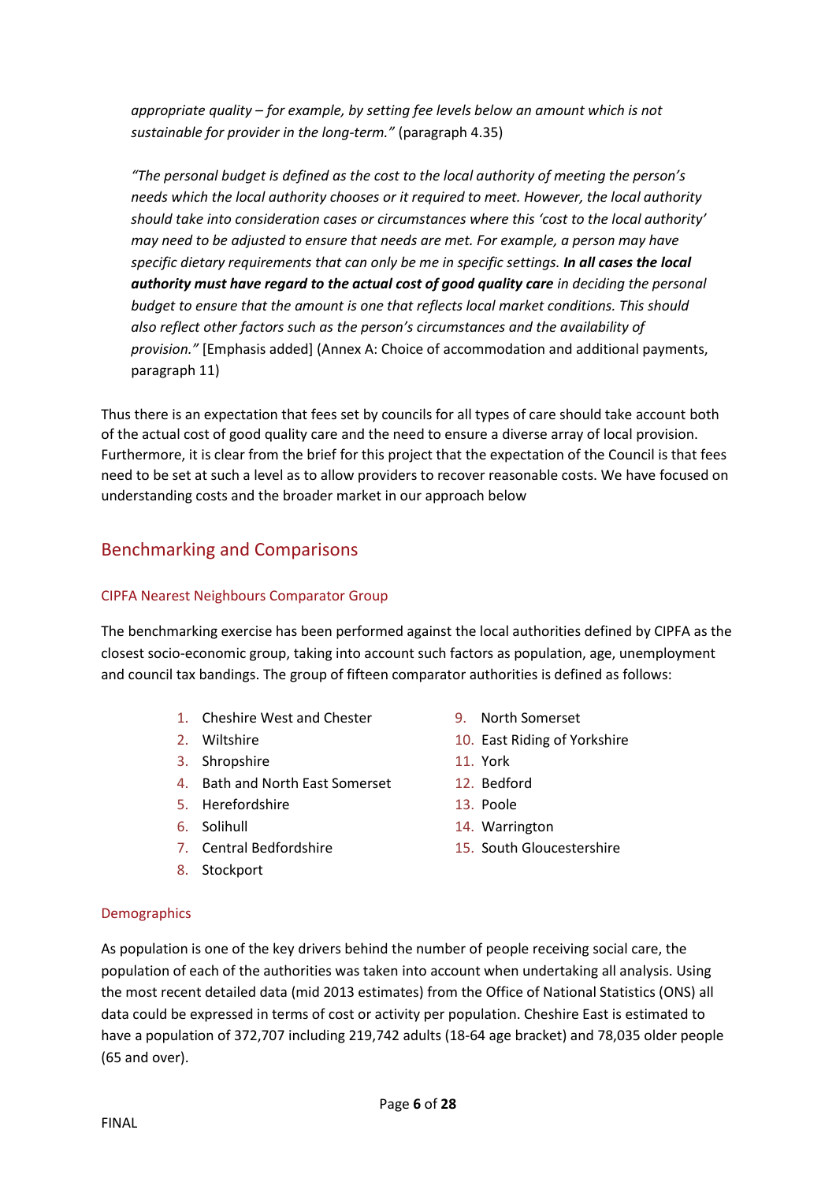*appropriate quality – for example, by setting fee levels below an amount which is not sustainable for provider in the long-term."* (paragraph 4.35)

*"The personal budget is defined as the cost to the local authority of meeting the person's needs which the local authority chooses or it required to meet. However, the local authority should take into consideration cases or circumstances where this 'cost to the local authority' may need to be adjusted to ensure that needs are met. For example, a person may have specific dietary requirements that can only be me in specific settings. **In all cases the local authority must have regard to the actual cost of good quality care** in deciding the personal budget to ensure that the amount is one that reflects local market conditions. This should also reflect other factors such as the person's circumstances and the availability of provision."* [Emphasis added] (Annex A: Choice of accommodation and additional payments, paragraph 11)

Thus there is an expectation that fees set by councils for all types of care should take account both of the actual cost of good quality care and the need to ensure a diverse array of local provision. Furthermore, it is clear from the brief for this project that the expectation of the Council is that fees need to be set at such a level as to allow providers to recover reasonable costs. We have focused on understanding costs and the broader market in our approach below

## Benchmarking and Comparisons

### CIPFA Nearest Neighbours Comparator Group

The benchmarking exercise has been performed against the local authorities defined by CIPFA as the closest socio-economic group, taking into account such factors as population, age, unemployment and council tax bandings. The group of fifteen comparator authorities is defined as follows:

1. Cheshire West and Chester
2. Wiltshire
3. Shropshire
4. Bath and North East Somerset
5. Herefordshire
6. Solihull
7. Central Bedfordshire
8. Stockport
9. North Somerset
10. East Riding of Yorkshire
11. York
12. Bedford
13. Poole
14. Warrington
15. South Gloucestershire

### Demographics

As population is one of the key drivers behind the number of people receiving social care, the population of each of the authorities was taken into account when undertaking all analysis. Using the most recent detailed data (mid 2013 estimates) from the Office of National Statistics (ONS) all data could be expressed in terms of cost or activity per population. Cheshire East is estimated to have a population of 372,707 including 219,742 adults (18-64 age bracket) and 78,035 older people (65 and over).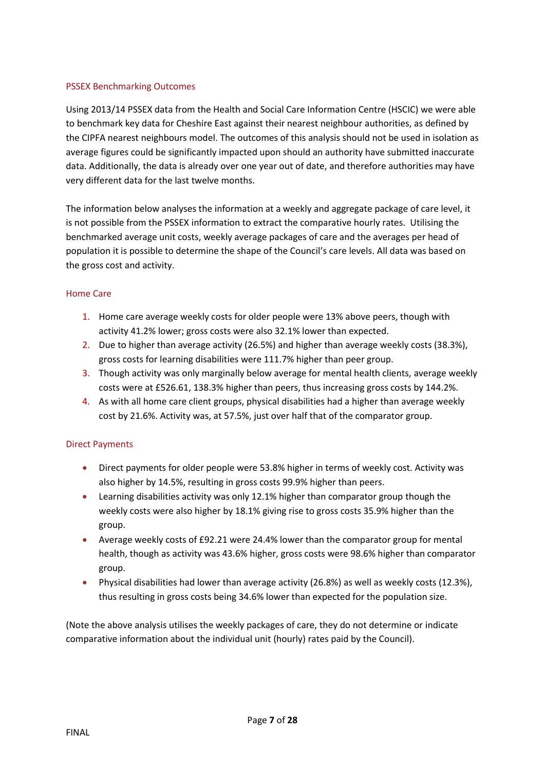## PSSEX Benchmarking Outcomes

Using 2013/14 PSSEX data from the Health and Social Care Information Centre (HSCIC) we were able to benchmark key data for Cheshire East against their nearest neighbour authorities, as defined by the CIPFA nearest neighbours model. The outcomes of this analysis should not be used in isolation as average figures could be significantly impacted upon should an authority have submitted inaccurate data. Additionally, the data is already over one year out of date, and therefore authorities may have very different data for the last twelve months.

The information below analyses the information at a weekly and aggregate package of care level, it is not possible from the PSSEX information to extract the comparative hourly rates. Utilising the benchmarked average unit costs, weekly average packages of care and the averages per head of population it is possible to determine the shape of the Council's care levels. All data was based on the gross cost and activity.

### Home Care

1. Home care average weekly costs for older people were 13% above peers, though with activity 41.2% lower; gross costs were also 32.1% lower than expected.
2. Due to higher than average activity (26.5%) and higher than average weekly costs (38.3%), gross costs for learning disabilities were 111.7% higher than peer group.
3. Though activity was only marginally below average for mental health clients, average weekly costs were at £526.61, 138.3% higher than peers, thus increasing gross costs by 144.2%.
4. As with all home care client groups, physical disabilities had a higher than average weekly cost by 21.6%. Activity was, at 57.5%, just over half that of the comparator group.

### Direct Payments

- Direct payments for older people were 53.8% higher in terms of weekly cost. Activity was also higher by 14.5%, resulting in gross costs 99.9% higher than peers.
- Learning disabilities activity was only 12.1% higher than comparator group though the weekly costs were also higher by 18.1% giving rise to gross costs 35.9% higher than the group.
- Average weekly costs of £92.21 were 24.4% lower than the comparator group for mental health, though as activity was 43.6% higher, gross costs were 98.6% higher than comparator group.
- Physical disabilities had lower than average activity (26.8%) as well as weekly costs (12.3%), thus resulting in gross costs being 34.6% lower than expected for the population size.

(Note the above analysis utilises the weekly packages of care, they do not determine or indicate comparative information about the individual unit (hourly) rates paid by the Council).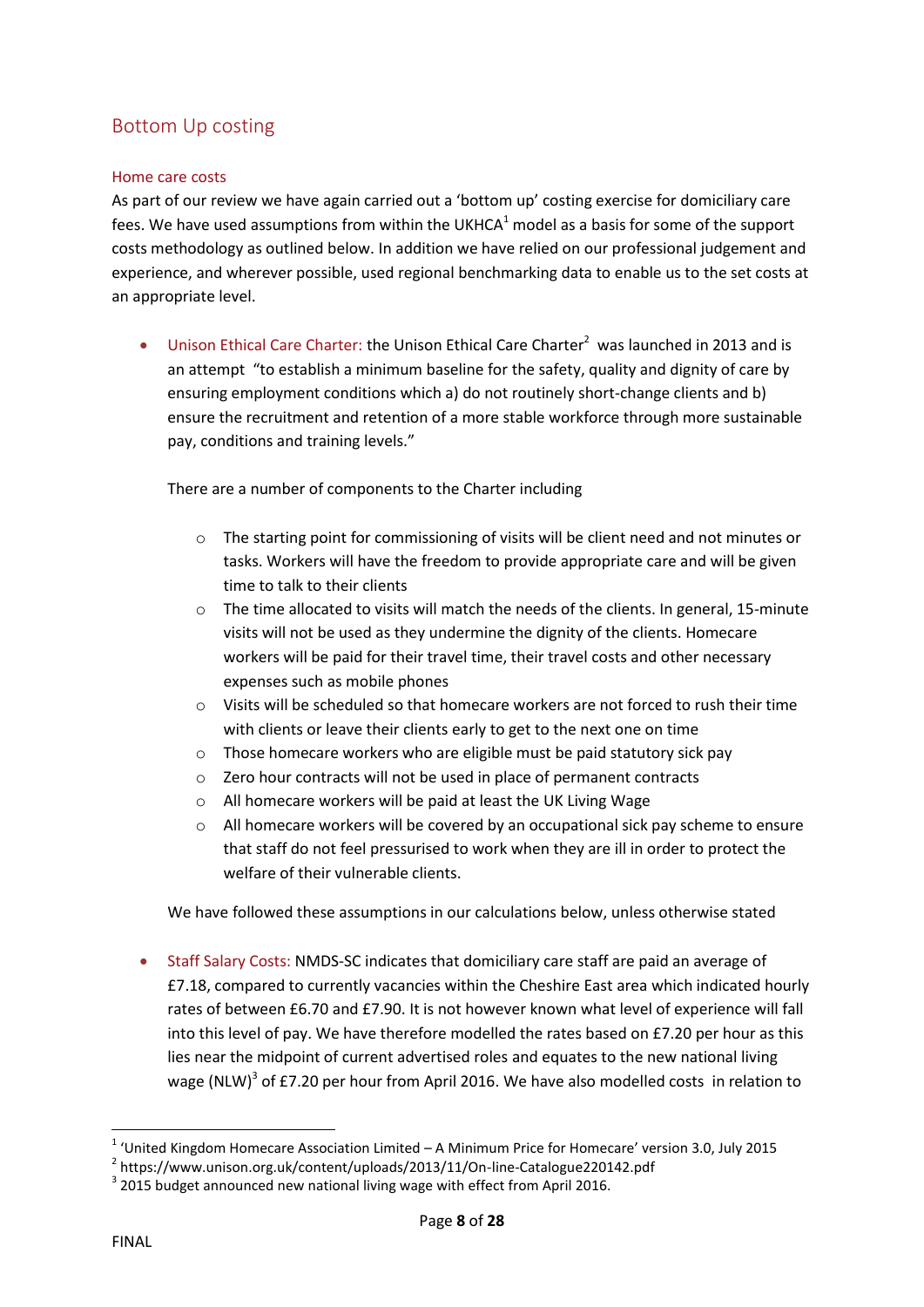## Bottom Up costing

### Home care costs

As part of our review we have again carried out a 'bottom up' costing exercise for domiciliary care fees. We have used assumptions from within the UKHCA[1] model as a basis for some of the support costs methodology as outlined below. In addition we have relied on our professional judgement and experience, and wherever possible, used regional benchmarking data to enable us to the set costs at an appropriate level.

- Unison Ethical Care Charter: the Unison Ethical Care Charter[2] was launched in 2013 and is an attempt "to establish a minimum baseline for the safety, quality and dignity of care by ensuring employment conditions which a) do not routinely short-change clients and b) ensure the recruitment and retention of a more stable workforce through more sustainable pay, conditions and training levels."

  There are a number of components to the Charter including

  - The starting point for commissioning of visits will be client need and not minutes or tasks. Workers will have the freedom to provide appropriate care and will be given time to talk to their clients
  - The time allocated to visits will match the needs of the clients. In general, 15-minute visits will not be used as they undermine the dignity of the clients. Homecare workers will be paid for their travel time, their travel costs and other necessary expenses such as mobile phones
  - Visits will be scheduled so that homecare workers are not forced to rush their time with clients or leave their clients early to get to the next one on time
  - Those homecare workers who are eligible must be paid statutory sick pay
  - Zero hour contracts will not be used in place of permanent contracts
  - All homecare workers will be paid at least the UK Living Wage
  - All homecare workers will be covered by an occupational sick pay scheme to ensure that staff do not feel pressurised to work when they are ill in order to protect the welfare of their vulnerable clients.

  We have followed these assumptions in our calculations below, unless otherwise stated

- Staff Salary Costs: NMDS-SC indicates that domiciliary care staff are paid an average of £7.18, compared to currently vacancies within the Cheshire East area which indicated hourly rates of between £6.70 and £7.90. It is not however known what level of experience will fall into this level of pay. We have therefore modelled the rates based on £7.20 per hour as this lies near the midpoint of current advertised roles and equates to the new national living wage (NLW)[3] of £7.20 per hour from April 2016. We have also modelled costs in relation to

---

[1] 'United Kingdom Homecare Association Limited – A Minimum Price for Homecare' version 3.0, July 2015

[2] https://www.unison.org.uk/content/uploads/2013/11/On-line-Catalogue220142.pdf

[3] 2015 budget announced new national living wage with effect from April 2016.

FINAL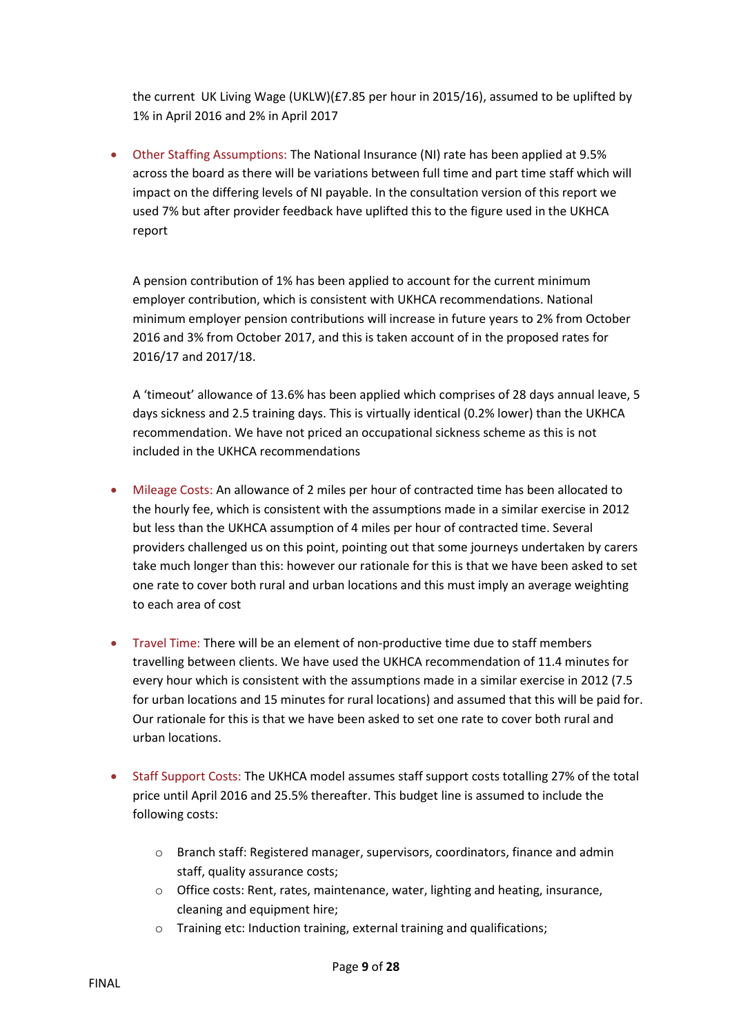the current UK Living Wage (UKLW)(£7.85 per hour in 2015/16), assumed to be uplifted by 1% in April 2016 and 2% in April 2017

- Other Staffing Assumptions: The National Insurance (NI) rate has been applied at 9.5% across the board as there will be variations between full time and part time staff which will impact on the differing levels of NI payable. In the consultation version of this report we used 7% but after provider feedback have uplifted this to the figure used in the UKHCA report

  A pension contribution of 1% has been applied to account for the current minimum employer contribution, which is consistent with UKHCA recommendations. National minimum employer pension contributions will increase in future years to 2% from October 2016 and 3% from October 2017, and this is taken account of in the proposed rates for 2016/17 and 2017/18.

  A 'timeout' allowance of 13.6% has been applied which comprises of 28 days annual leave, 5 days sickness and 2.5 training days. This is virtually identical (0.2% lower) than the UKHCA recommendation. We have not priced an occupational sickness scheme as this is not included in the UKHCA recommendations

- Mileage Costs: An allowance of 2 miles per hour of contracted time has been allocated to the hourly fee, which is consistent with the assumptions made in a similar exercise in 2012 but less than the UKHCA assumption of 4 miles per hour of contracted time. Several providers challenged us on this point, pointing out that some journeys undertaken by carers take much longer than this: however our rationale for this is that we have been asked to set one rate to cover both rural and urban locations and this must imply an average weighting to each area of cost

- Travel Time: There will be an element of non-productive time due to staff members travelling between clients. We have used the UKHCA recommendation of 11.4 minutes for every hour which is consistent with the assumptions made in a similar exercise in 2012 (7.5 for urban locations and 15 minutes for rural locations) and assumed that this will be paid for. Our rationale for this is that we have been asked to set one rate to cover both rural and urban locations.

- Staff Support Costs: The UKHCA model assumes staff support costs totalling 27% of the total price until April 2016 and 25.5% thereafter. This budget line is assumed to include the following costs:

  - Branch staff: Registered manager, supervisors, coordinators, finance and admin staff, quality assurance costs;
  - Office costs: Rent, rates, maintenance, water, lighting and heating, insurance, cleaning and equipment hire;
  - Training etc: Induction training, external training and qualifications;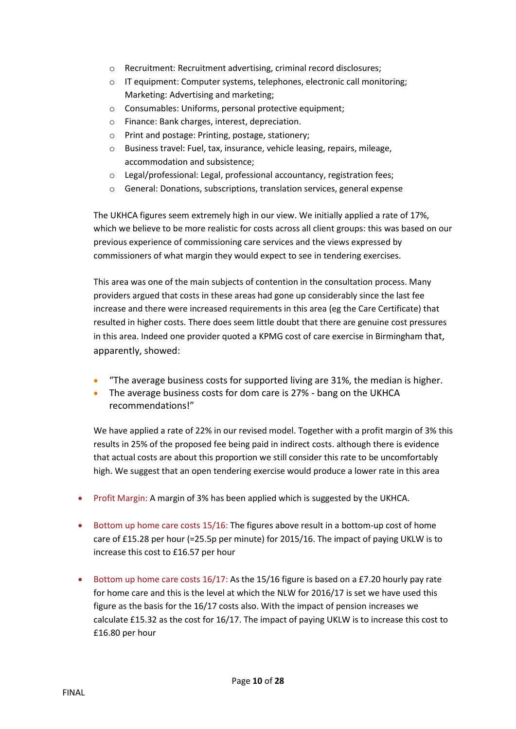- Recruitment: Recruitment advertising, criminal record disclosures;
  - IT equipment: Computer systems, telephones, electronic call monitoring; Marketing: Advertising and marketing;
  - Consumables: Uniforms, personal protective equipment;
  - Finance: Bank charges, interest, depreciation.
  - Print and postage: Printing, postage, stationery;
  - Business travel: Fuel, tax, insurance, vehicle leasing, repairs, mileage, accommodation and subsistence;
  - Legal/professional: Legal, professional accountancy, registration fees;
  - General: Donations, subscriptions, translation services, general expense

  The UKHCA figures seem extremely high in our view. We initially applied a rate of 17%, which we believe to be more realistic for costs across all client groups: this was based on our previous experience of commissioning care services and the views expressed by commissioners of what margin they would expect to see in tendering exercises.

  This area was one of the main subjects of contention in the consultation process. Many providers argued that costs in these areas had gone up considerably since the last fee increase and there were increased requirements in this area (eg the Care Certificate) that resulted in higher costs. There does seem little doubt that there are genuine cost pressures in this area. Indeed one provider quoted a KPMG cost of care exercise in Birmingham that, apparently, showed:

  - "The average business costs for supported living are 31%, the median is higher.
  - The average business costs for dom care is 27% - bang on the UKHCA recommendations!"

  We have applied a rate of 22% in our revised model. Together with a profit margin of 3% this results in 25% of the proposed fee being paid in indirect costs. although there is evidence that actual costs are about this proportion we still consider this rate to be uncomfortably high. We suggest that an open tendering exercise would produce a lower rate in this area

- Profit Margin: A margin of 3% has been applied which is suggested by the UKHCA.

- Bottom up home care costs 15/16: The figures above result in a bottom-up cost of home care of £15.28 per hour (=25.5p per minute) for 2015/16. The impact of paying UKLW is to increase this cost to £16.57 per hour

- Bottom up home care costs 16/17: As the 15/16 figure is based on a £7.20 hourly pay rate for home care and this is the level at which the NLW for 2016/17 is set we have used this figure as the basis for the 16/17 costs also. With the impact of pension increases we calculate £15.32 as the cost for 16/17. The impact of paying UKLW is to increase this cost to £16.80 per hour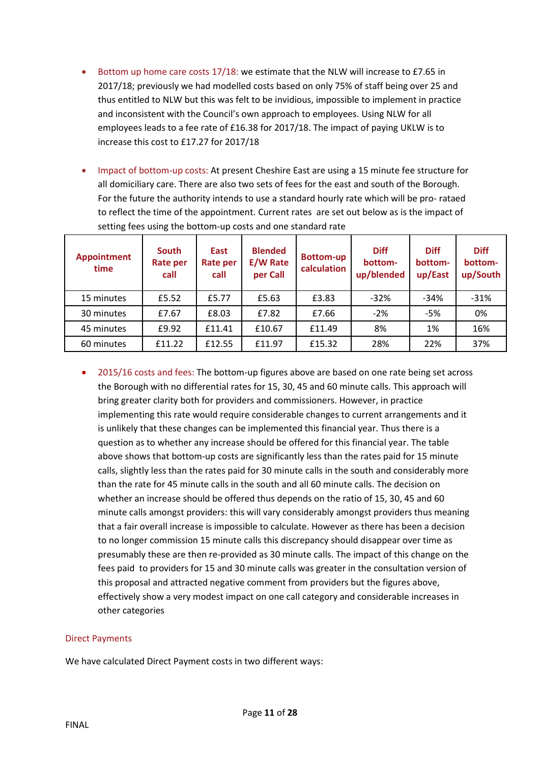- Bottom up home care costs 17/18: we estimate that the NLW will increase to £7.65 in 2017/18; previously we had modelled costs based on only 75% of staff being over 25 and thus entitled to NLW but this was felt to be invidious, impossible to implement in practice and inconsistent with the Council's own approach to employees. Using NLW for all employees leads to a fee rate of £16.38 for 2017/18. The impact of paying UKLW is to increase this cost to £17.27 for 2017/18

- Impact of bottom-up costs: At present Cheshire East are using a 15 minute fee structure for all domiciliary care. There are also two sets of fees for the east and south of the Borough. For the future the authority intends to use a standard hourly rate which will be pro- rataed to reflect the time of the appointment. Current rates are set out below as is the impact of setting fees using the bottom-up costs and one standard rate

| Appointment time | South Rate per call | East Rate per call | Blended E/W Rate per Call | Bottom-up calculation | Diff bottom-up/blended | Diff bottom-up/East | Diff bottom-up/South |
|---|---|---|---|---|---|---|---|
| 15 minutes | £5.52 | £5.77 | £5.63 | £3.83 | -32% | -34% | -31% |
| 30 minutes | £7.67 | £8.03 | £7.82 | £7.66 | -2% | -5% | 0% |
| 45 minutes | £9.92 | £11.41 | £10.67 | £11.49 | 8% | 1% | 16% |
| 60 minutes | £11.22 | £12.55 | £11.97 | £15.32 | 28% | 22% | 37% |

- 2015/16 costs and fees: The bottom-up figures above are based on one rate being set across the Borough with no differential rates for 15, 30, 45 and 60 minute calls. This approach will bring greater clarity both for providers and commissioners. However, in practice implementing this rate would require considerable changes to current arrangements and it is unlikely that these changes can be implemented this financial year. Thus there is a question as to whether any increase should be offered for this financial year. The table above shows that bottom-up costs are significantly less than the rates paid for 15 minute calls, slightly less than the rates paid for 30 minute calls in the south and considerably more than the rate for 45 minute calls in the south and all 60 minute calls. The decision on whether an increase should be offered thus depends on the ratio of 15, 30, 45 and 60 minute calls amongst providers: this will vary considerably amongst providers thus meaning that a fair overall increase is impossible to calculate. However as there has been a decision to no longer commission 15 minute calls this discrepancy should disappear over time as presumably these are then re-provided as 30 minute calls. The impact of this change on the fees paid to providers for 15 and 30 minute calls was greater in the consultation version of this proposal and attracted negative comment from providers but the figures above, effectively show a very modest impact on one call category and considerable increases in other categories

### Direct Payments

We have calculated Direct Payment costs in two different ways: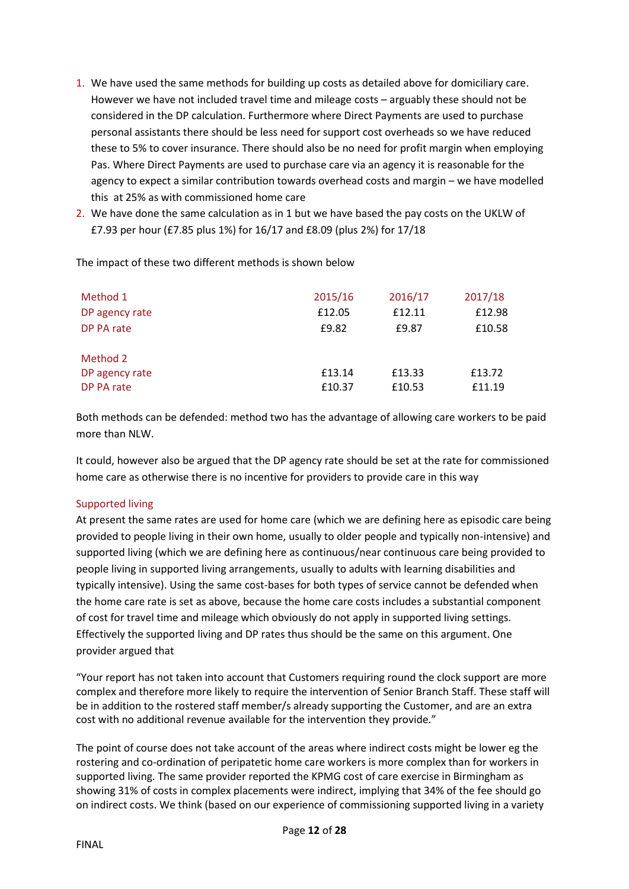1. We have used the same methods for building up costs as detailed above for domiciliary care. However we have not included travel time and mileage costs – arguably these should not be considered in the DP calculation. Furthermore where Direct Payments are used to purchase personal assistants there should be less need for support cost overheads so we have reduced these to 5% to cover insurance. There should also be no need for profit margin when employing Pas. Where Direct Payments are used to purchase care via an agency it is reasonable for the agency to expect a similar contribution towards overhead costs and margin – we have modelled this at 25% as with commissioned home care
2. We have done the same calculation as in 1 but we have based the pay costs on the UKLW of £7.93 per hour (£7.85 plus 1%) for 16/17 and £8.09 (plus 2%) for 17/18

The impact of these two different methods is shown below

| Method 1 | 2015/16 | 2016/17 | 2017/18 |
|---|---|---|---|
| DP agency rate | £12.05 | £12.11 | £12.98 |
| DP PA rate | £9.82 | £9.87 | £10.58 |
| | | | |
| Method 2 | | | |
| DP agency rate | £13.14 | £13.33 | £13.72 |
| DP PA rate | £10.37 | £10.53 | £11.19 |

Both methods can be defended: method two has the advantage of allowing care workers to be paid more than NLW.

It could, however also be argued that the DP agency rate should be set at the rate for commissioned home care as otherwise there is no incentive for providers to provide care in this way

### Supported living

At present the same rates are used for home care (which we are defining here as episodic care being provided to people living in their own home, usually to older people and typically non-intensive) and supported living (which we are defining here as continuous/near continuous care being provided to people living in supported living arrangements, usually to adults with learning disabilities and typically intensive). Using the same cost-bases for both types of service cannot be defended when the home care rate is set as above, because the home care costs includes a substantial component of cost for travel time and mileage which obviously do not apply in supported living settings. Effectively the supported living and DP rates thus should be the same on this argument. One provider argued that

"Your report has not taken into account that Customers requiring round the clock support are more complex and therefore more likely to require the intervention of Senior Branch Staff. These staff will be in addition to the rostered staff member/s already supporting the Customer, and are an extra cost with no additional revenue available for the intervention they provide."

The point of course does not take account of the areas where indirect costs might be lower eg the rostering and co-ordination of peripatetic home care workers is more complex than for workers in supported living. The same provider reported the KPMG cost of care exercise in Birmingham as showing 31% of costs in complex placements were indirect, implying that 34% of the fee should go on indirect costs. We think (based on our experience of commissioning supported living in a variety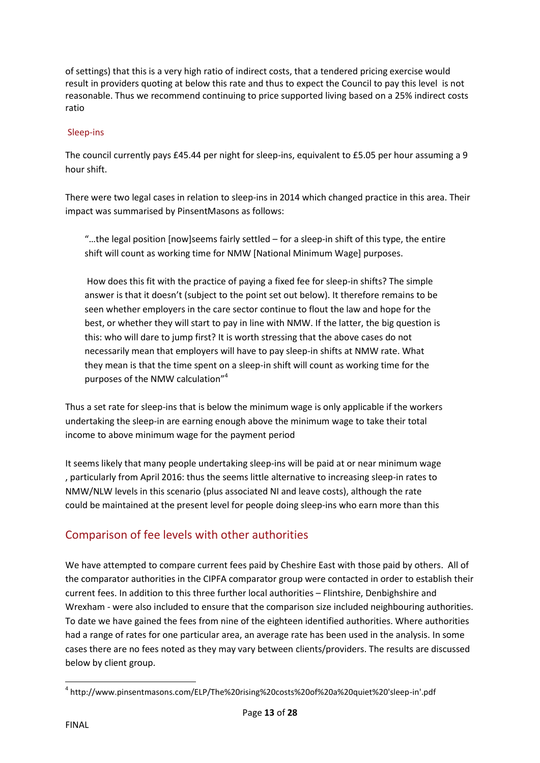of settings) that this is a very high ratio of indirect costs, that a tendered pricing exercise would result in providers quoting at below this rate and thus to expect the Council to pay this level is not reasonable. Thus we recommend continuing to price supported living based on a 25% indirect costs ratio

### Sleep-ins

The council currently pays £45.44 per night for sleep-ins, equivalent to £5.05 per hour assuming a 9 hour shift.

There were two legal cases in relation to sleep-ins in 2014 which changed practice in this area. Their impact was summarised by PinsentMasons as follows:

> "…the legal position [now]seems fairly settled – for a sleep-in shift of this type, the entire shift will count as working time for NMW [National Minimum Wage] purposes.
>
> How does this fit with the practice of paying a fixed fee for sleep-in shifts? The simple answer is that it doesn't (subject to the point set out below). It therefore remains to be seen whether employers in the care sector continue to flout the law and hope for the best, or whether they will start to pay in line with NMW. If the latter, the big question is this: who will dare to jump first? It is worth stressing that the above cases do not necessarily mean that employers will have to pay sleep-in shifts at NMW rate. What they mean is that the time spent on a sleep-in shift will count as working time for the purposes of the NMW calculation"[4]

Thus a set rate for sleep-ins that is below the minimum wage is only applicable if the workers undertaking the sleep-in are earning enough above the minimum wage to take their total income to above minimum wage for the payment period

It seems likely that many people undertaking sleep-ins will be paid at or near minimum wage , particularly from April 2016: thus the seems little alternative to increasing sleep-in rates to NMW/NLW levels in this scenario (plus associated NI and leave costs), although the rate could be maintained at the present level for people doing sleep-ins who earn more than this

## Comparison of fee levels with other authorities

We have attempted to compare current fees paid by Cheshire East with those paid by others. All of the comparator authorities in the CIPFA comparator group were contacted in order to establish their current fees. In addition to this three further local authorities – Flintshire, Denbighshire and Wrexham - were also included to ensure that the comparison size included neighbouring authorities. To date we have gained the fees from nine of the eighteen identified authorities. Where authorities had a range of rates for one particular area, an average rate has been used in the analysis. In some cases there are no fees noted as they may vary between clients/providers. The results are discussed below by client group.

---

[4] http://www.pinsentmasons.com/ELP/The%20rising%20costs%20of%20a%20quiet%20'sleep-in'.pdf

FINAL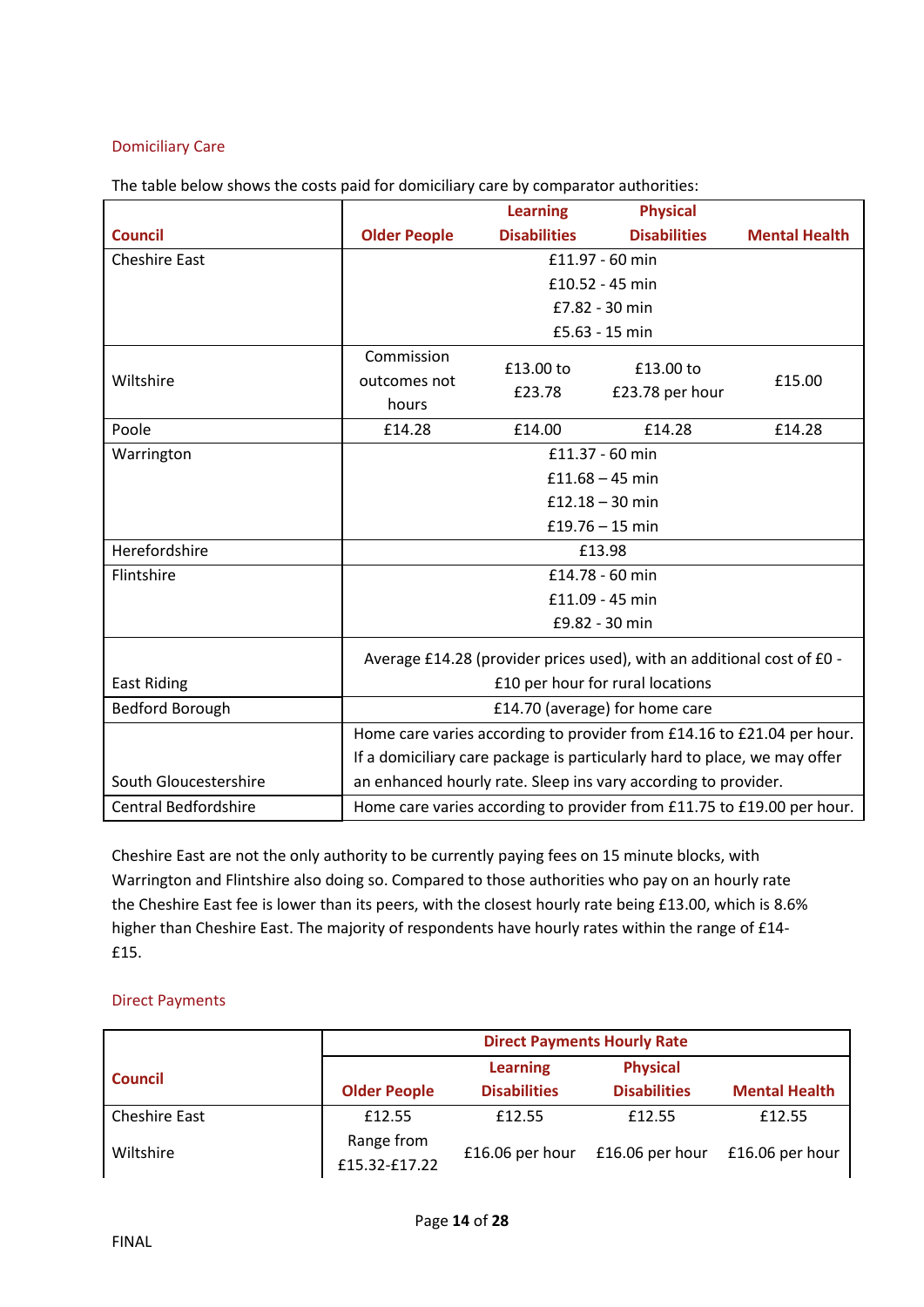## Domiciliary Care

The table below shows the costs paid for domiciliary care by comparator authorities:

| Council | Older People | Learning Disabilities | Physical Disabilities | Mental Health |
|---|---|---|---|---|
| Cheshire East | £11.97 - 60 min<br>£10.52 - 45 min<br>£7.82 - 30 min<br>£5.63 - 15 min | | | |
| Wiltshire | Commission outcomes not hours | £13.00 to £23.78 | £13.00 to £23.78 per hour | £15.00 |
| Poole | £14.28 | £14.00 | £14.28 | £14.28 |
| Warrington | £11.37 - 60 min<br>£11.68 – 45 min<br>£12.18 – 30 min<br>£19.76 – 15 min | | | |
| Herefordshire | £13.98 | | | |
| Flintshire | £14.78 - 60 min<br>£11.09 - 45 min<br>£9.82 - 30 min | | | |
| East Riding | Average £14.28 (provider prices used), with an additional cost of £0 - £10 per hour for rural locations | | | |
| Bedford Borough | £14.70 (average) for home care | | | |
| South Gloucestershire | Home care varies according to provider from £14.16 to £21.04 per hour. If a domiciliary care package is particularly hard to place, we may offer an enhanced hourly rate. Sleep ins vary according to provider. | | | |
| Central Bedfordshire | Home care varies according to provider from £11.75 to £19.00 per hour. | | | |

Cheshire East are not the only authority to be currently paying fees on 15 minute blocks, with Warrington and Flintshire also doing so. Compared to those authorities who pay on an hourly rate the Cheshire East fee is lower than its peers, with the closest hourly rate being £13.00, which is 8.6% higher than Cheshire East. The majority of respondents have hourly rates within the range of £14-£15.

## Direct Payments

| Council | Direct Payments Hourly Rate | | | |
|---|---|---|---|---|
| | Older People | Learning Disabilities | Physical Disabilities | Mental Health |
| Cheshire East | £12.55 | £12.55 | £12.55 | £12.55 |
| Wiltshire | Range from £15.32-£17.22 | £16.06 per hour | £16.06 per hour | £16.06 per hour |

FINAL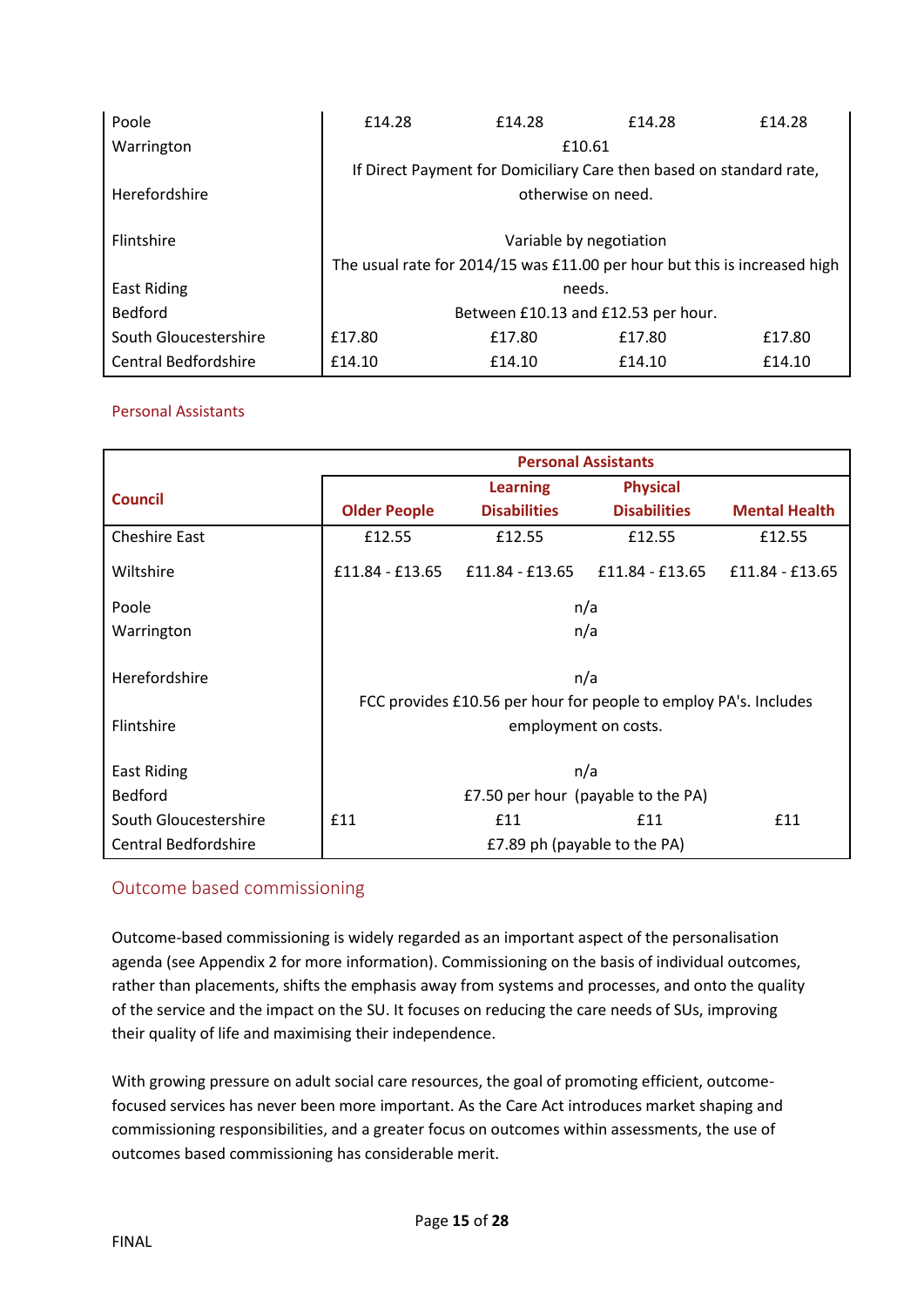| | | | | |
|---|---|---|---|---|
| Poole | £14.28 | £14.28 | £14.28 | £14.28 |
| Warrington | £10.61 | | | |
| Herefordshire | If Direct Payment for Domiciliary Care then based on standard rate, otherwise on need. | | | |
| Flintshire | Variable by negotiation | | | |
| East Riding | The usual rate for 2014/15 was £11.00 per hour but this is increased high needs. | | | |
| Bedford | Between £10.13 and £12.53 per hour. | | | |
| South Gloucestershire | £17.80 | £17.80 | £17.80 | £17.80 |
| Central Bedfordshire | £14.10 | £14.10 | £14.10 | £14.10 |

Personal Assistants

| Council | Personal Assistants | | | |
|---|---|---|---|---|
| | Older People | Learning Disabilities | Physical Disabilities | Mental Health |
| Cheshire East | £12.55 | £12.55 | £12.55 | £12.55 |
| Wiltshire | £11.84 - £13.65 | £11.84 - £13.65 | £11.84 - £13.65 | £11.84 - £13.65 |
| Poole | n/a | | | |
| Warrington | n/a | | | |
| Herefordshire | n/a | | | |
| Flintshire | FCC provides £10.56 per hour for people to employ PA's. Includes employment on costs. | | | |
| East Riding | n/a | | | |
| Bedford | £7.50 per hour (payable to the PA) | | | |
| South Gloucestershire | £11 | £11 | £11 | £11 |
| Central Bedfordshire | £7.89 ph (payable to the PA) | | | |

## Outcome based commissioning

Outcome-based commissioning is widely regarded as an important aspect of the personalisation agenda (see Appendix 2 for more information). Commissioning on the basis of individual outcomes, rather than placements, shifts the emphasis away from systems and processes, and onto the quality of the service and the impact on the SU. It focuses on reducing the care needs of SUs, improving their quality of life and maximising their independence.

With growing pressure on adult social care resources, the goal of promoting efficient, outcome-focused services has never been more important. As the Care Act introduces market shaping and commissioning responsibilities, and a greater focus on outcomes within assessments, the use of outcomes based commissioning has considerable merit.

FINAL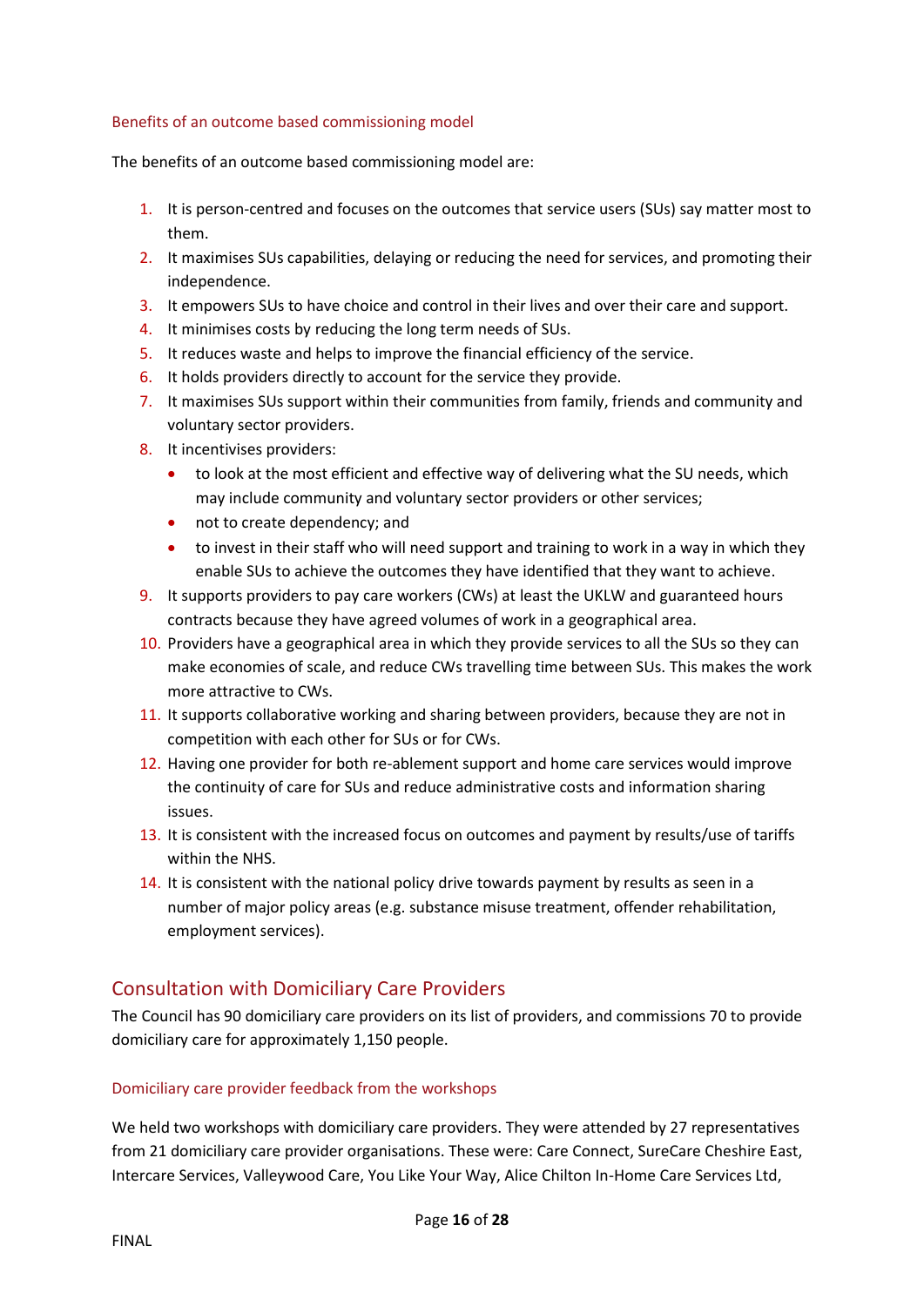### Benefits of an outcome based commissioning model

The benefits of an outcome based commissioning model are:

1. It is person-centred and focuses on the outcomes that service users (SUs) say matter most to them.
2. It maximises SUs capabilities, delaying or reducing the need for services, and promoting their independence.
3. It empowers SUs to have choice and control in their lives and over their care and support.
4. It minimises costs by reducing the long term needs of SUs.
5. It reduces waste and helps to improve the financial efficiency of the service.
6. It holds providers directly to account for the service they provide.
7. It maximises SUs support within their communities from family, friends and community and voluntary sector providers.
8. It incentivises providers:
   - to look at the most efficient and effective way of delivering what the SU needs, which may include community and voluntary sector providers or other services;
   - not to create dependency; and
   - to invest in their staff who will need support and training to work in a way in which they enable SUs to achieve the outcomes they have identified that they want to achieve.
9. It supports providers to pay care workers (CWs) at least the UKLW and guaranteed hours contracts because they have agreed volumes of work in a geographical area.
10. Providers have a geographical area in which they provide services to all the SUs so they can make economies of scale, and reduce CWs travelling time between SUs. This makes the work more attractive to CWs.
11. It supports collaborative working and sharing between providers, because they are not in competition with each other for SUs or for CWs.
12. Having one provider for both re-ablement support and home care services would improve the continuity of care for SUs and reduce administrative costs and information sharing issues.
13. It is consistent with the increased focus on outcomes and payment by results/use of tariffs within the NHS.
14. It is consistent with the national policy drive towards payment by results as seen in a number of major policy areas (e.g. substance misuse treatment, offender rehabilitation, employment services).

## Consultation with Domiciliary Care Providers

The Council has 90 domiciliary care providers on its list of providers, and commissions 70 to provide domiciliary care for approximately 1,150 people.

### Domiciliary care provider feedback from the workshops

We held two workshops with domiciliary care providers. They were attended by 27 representatives from 21 domiciliary care provider organisations. These were: Care Connect, SureCare Cheshire East, Intercare Services, Valleywood Care, You Like Your Way, Alice Chilton In-Home Care Services Ltd,

FINAL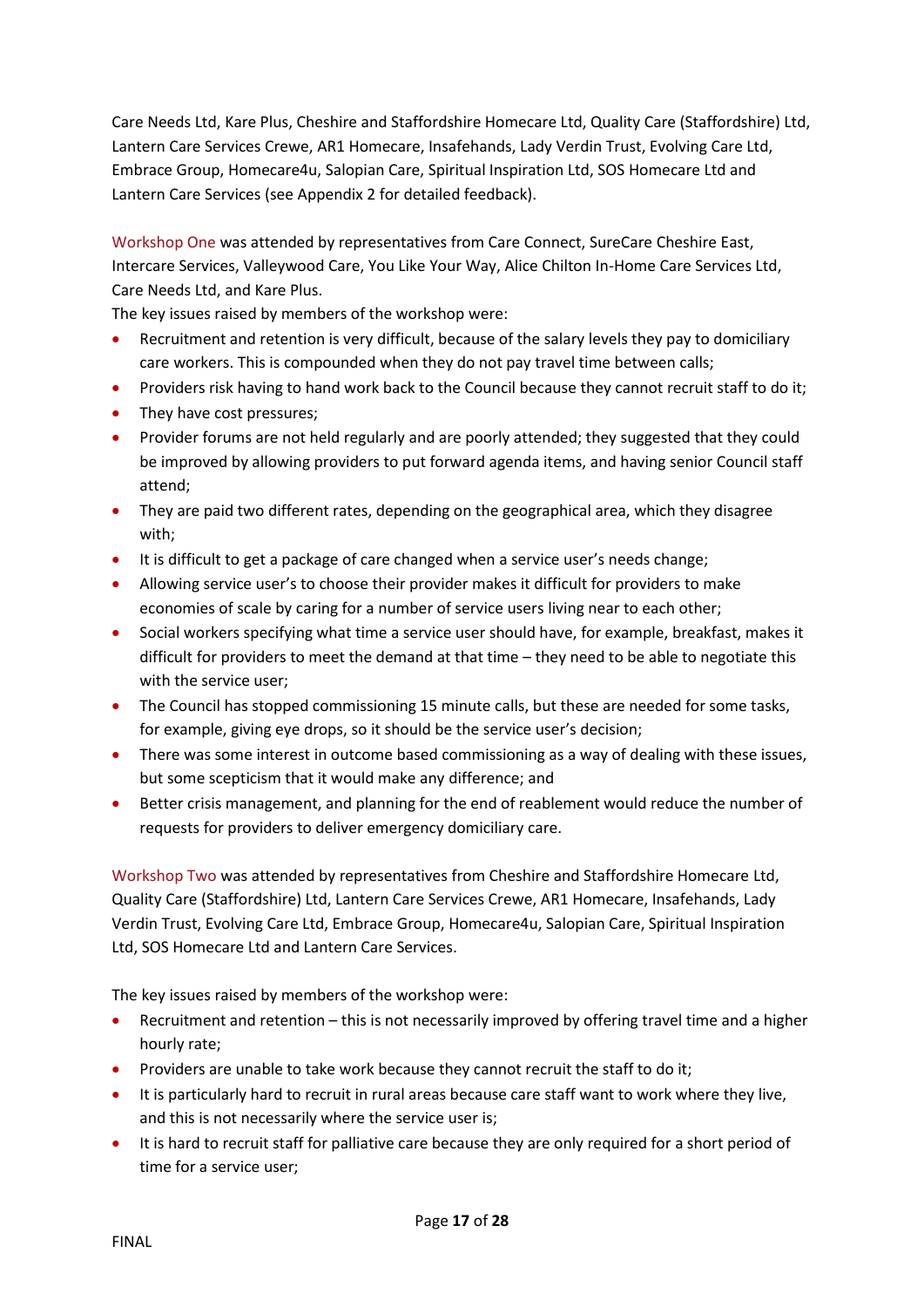Care Needs Ltd, Kare Plus, Cheshire and Staffordshire Homecare Ltd, Quality Care (Staffordshire) Ltd, Lantern Care Services Crewe, AR1 Homecare, Insafehands, Lady Verdin Trust, Evolving Care Ltd, Embrace Group, Homecare4u, Salopian Care, Spiritual Inspiration Ltd, SOS Homecare Ltd and Lantern Care Services (see Appendix 2 for detailed feedback).

Workshop One was attended by representatives from Care Connect, SureCare Cheshire East, Intercare Services, Valleywood Care, You Like Your Way, Alice Chilton In-Home Care Services Ltd, Care Needs Ltd, and Kare Plus.

The key issues raised by members of the workshop were:

- Recruitment and retention is very difficult, because of the salary levels they pay to domiciliary care workers. This is compounded when they do not pay travel time between calls;
- Providers risk having to hand work back to the Council because they cannot recruit staff to do it;
- They have cost pressures;
- Provider forums are not held regularly and are poorly attended; they suggested that they could be improved by allowing providers to put forward agenda items, and having senior Council staff attend;
- They are paid two different rates, depending on the geographical area, which they disagree with;
- It is difficult to get a package of care changed when a service user's needs change;
- Allowing service user's to choose their provider makes it difficult for providers to make economies of scale by caring for a number of service users living near to each other;
- Social workers specifying what time a service user should have, for example, breakfast, makes it difficult for providers to meet the demand at that time – they need to be able to negotiate this with the service user;
- The Council has stopped commissioning 15 minute calls, but these are needed for some tasks, for example, giving eye drops, so it should be the service user's decision;
- There was some interest in outcome based commissioning as a way of dealing with these issues, but some scepticism that it would make any difference; and
- Better crisis management, and planning for the end of reablement would reduce the number of requests for providers to deliver emergency domiciliary care.

Workshop Two was attended by representatives from Cheshire and Staffordshire Homecare Ltd, Quality Care (Staffordshire) Ltd, Lantern Care Services Crewe, AR1 Homecare, Insafehands, Lady Verdin Trust, Evolving Care Ltd, Embrace Group, Homecare4u, Salopian Care, Spiritual Inspiration Ltd, SOS Homecare Ltd and Lantern Care Services.

The key issues raised by members of the workshop were:

- Recruitment and retention – this is not necessarily improved by offering travel time and a higher hourly rate;
- Providers are unable to take work because they cannot recruit the staff to do it;
- It is particularly hard to recruit in rural areas because care staff want to work where they live, and this is not necessarily where the service user is;
- It is hard to recruit staff for palliative care because they are only required for a short period of time for a service user;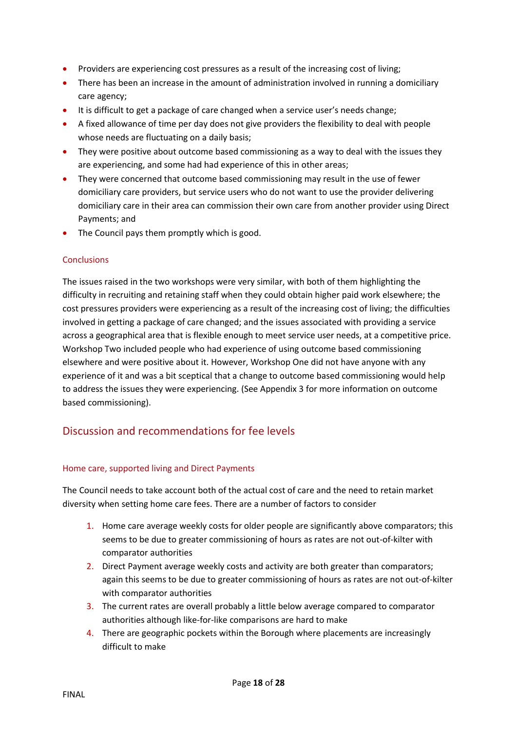- Providers are experiencing cost pressures as a result of the increasing cost of living;
- There has been an increase in the amount of administration involved in running a domiciliary care agency;
- It is difficult to get a package of care changed when a service user's needs change;
- A fixed allowance of time per day does not give providers the flexibility to deal with people whose needs are fluctuating on a daily basis;
- They were positive about outcome based commissioning as a way to deal with the issues they are experiencing, and some had had experience of this in other areas;
- They were concerned that outcome based commissioning may result in the use of fewer domiciliary care providers, but service users who do not want to use the provider delivering domiciliary care in their area can commission their own care from another provider using Direct Payments; and
- The Council pays them promptly which is good.

### Conclusions

The issues raised in the two workshops were very similar, with both of them highlighting the difficulty in recruiting and retaining staff when they could obtain higher paid work elsewhere; the cost pressures providers were experiencing as a result of the increasing cost of living; the difficulties involved in getting a package of care changed; and the issues associated with providing a service across a geographical area that is flexible enough to meet service user needs, at a competitive price. Workshop Two included people who had experience of using outcome based commissioning elsewhere and were positive about it. However, Workshop One did not have anyone with any experience of it and was a bit sceptical that a change to outcome based commissioning would help to address the issues they were experiencing. (See Appendix 3 for more information on outcome based commissioning).

## Discussion and recommendations for fee levels

### Home care, supported living and Direct Payments

The Council needs to take account both of the actual cost of care and the need to retain market diversity when setting home care fees. There are a number of factors to consider

1. Home care average weekly costs for older people are significantly above comparators; this seems to be due to greater commissioning of hours as rates are not out-of-kilter with comparator authorities
2. Direct Payment average weekly costs and activity are both greater than comparators; again this seems to be due to greater commissioning of hours as rates are not out-of-kilter with comparator authorities
3. The current rates are overall probably a little below average compared to comparator authorities although like-for-like comparisons are hard to make
4. There are geographic pockets within the Borough where placements are increasingly difficult to make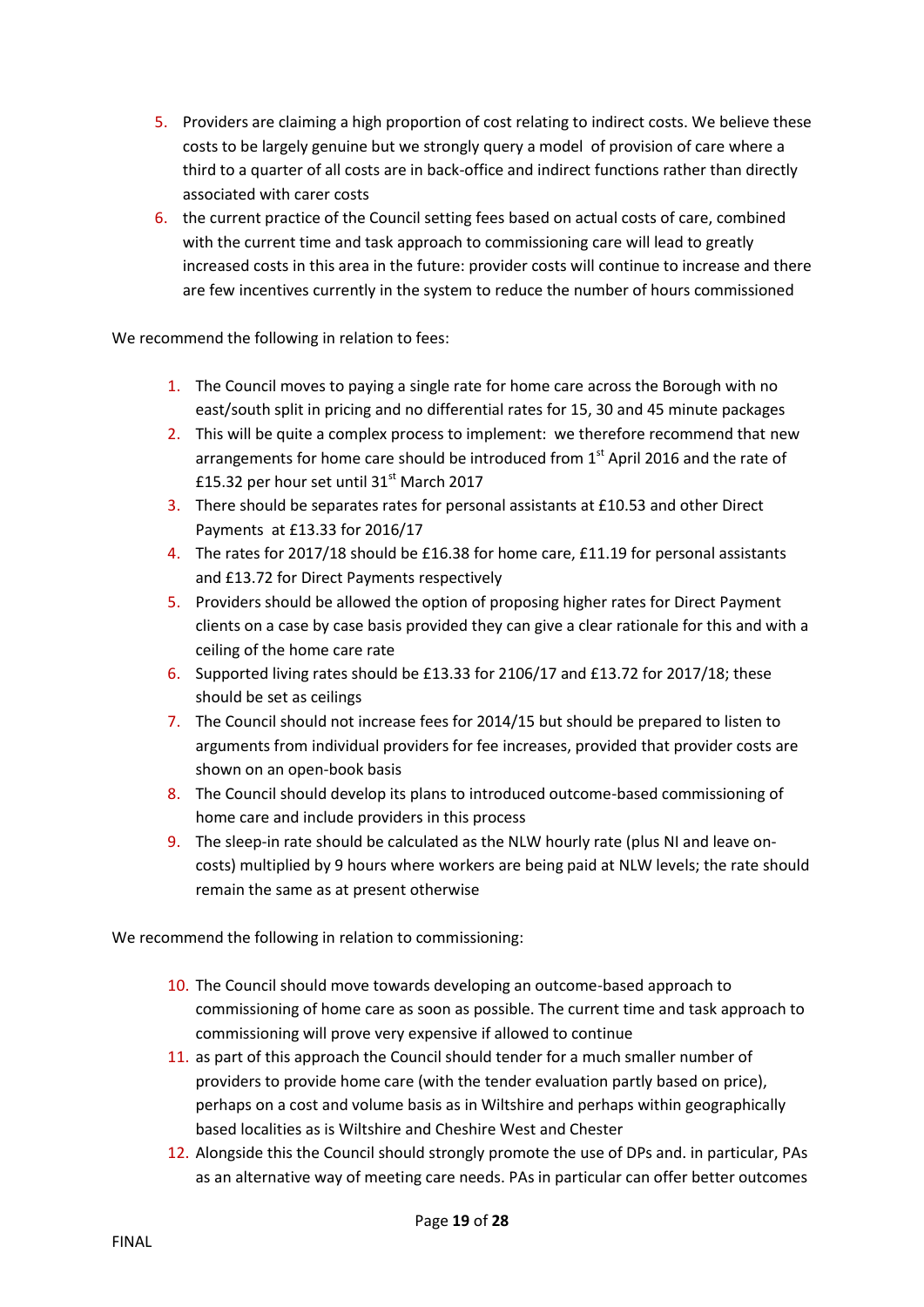5. Providers are claiming a high proportion of cost relating to indirect costs. We believe these costs to be largely genuine but we strongly query a model of provision of care where a third to a quarter of all costs are in back-office and indirect functions rather than directly associated with carer costs
6. the current practice of the Council setting fees based on actual costs of care, combined with the current time and task approach to commissioning care will lead to greatly increased costs in this area in the future: provider costs will continue to increase and there are few incentives currently in the system to reduce the number of hours commissioned

We recommend the following in relation to fees:

1. The Council moves to paying a single rate for home care across the Borough with no east/south split in pricing and no differential rates for 15, 30 and 45 minute packages
2. This will be quite a complex process to implement: we therefore recommend that new arrangements for home care should be introduced from 1st April 2016 and the rate of £15.32 per hour set until 31st March 2017
3. There should be separates rates for personal assistants at £10.53 and other Direct Payments at £13.33 for 2016/17
4. The rates for 2017/18 should be £16.38 for home care, £11.19 for personal assistants and £13.72 for Direct Payments respectively
5. Providers should be allowed the option of proposing higher rates for Direct Payment clients on a case by case basis provided they can give a clear rationale for this and with a ceiling of the home care rate
6. Supported living rates should be £13.33 for 2106/17 and £13.72 for 2017/18; these should be set as ceilings
7. The Council should not increase fees for 2014/15 but should be prepared to listen to arguments from individual providers for fee increases, provided that provider costs are shown on an open-book basis
8. The Council should develop its plans to introduced outcome-based commissioning of home care and include providers in this process
9. The sleep-in rate should be calculated as the NLW hourly rate (plus NI and leave on-costs) multiplied by 9 hours where workers are being paid at NLW levels; the rate should remain the same as at present otherwise

We recommend the following in relation to commissioning:

10. The Council should move towards developing an outcome-based approach to commissioning of home care as soon as possible. The current time and task approach to commissioning will prove very expensive if allowed to continue
11. as part of this approach the Council should tender for a much smaller number of providers to provide home care (with the tender evaluation partly based on price), perhaps on a cost and volume basis as in Wiltshire and perhaps within geographically based localities as is Wiltshire and Cheshire West and Chester
12. Alongside this the Council should strongly promote the use of DPs and. in particular, PAs as an alternative way of meeting care needs. PAs in particular can offer better outcomes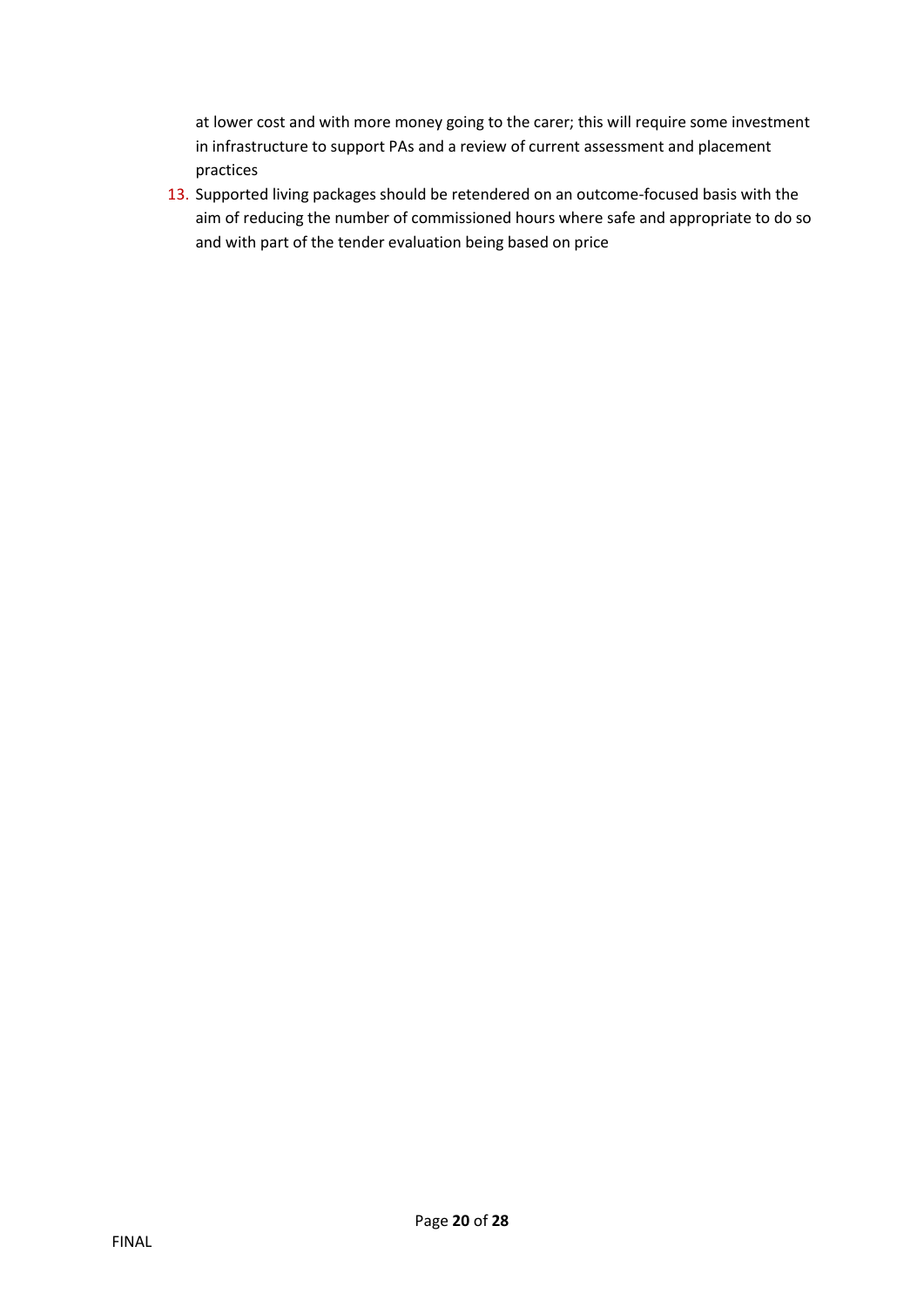at lower cost and with more money going to the carer; this will require some investment in infrastructure to support PAs and a review of current assessment and placement practices

13. Supported living packages should be retendered on an outcome-focused basis with the aim of reducing the number of commissioned hours where safe and appropriate to do so and with part of the tender evaluation being based on price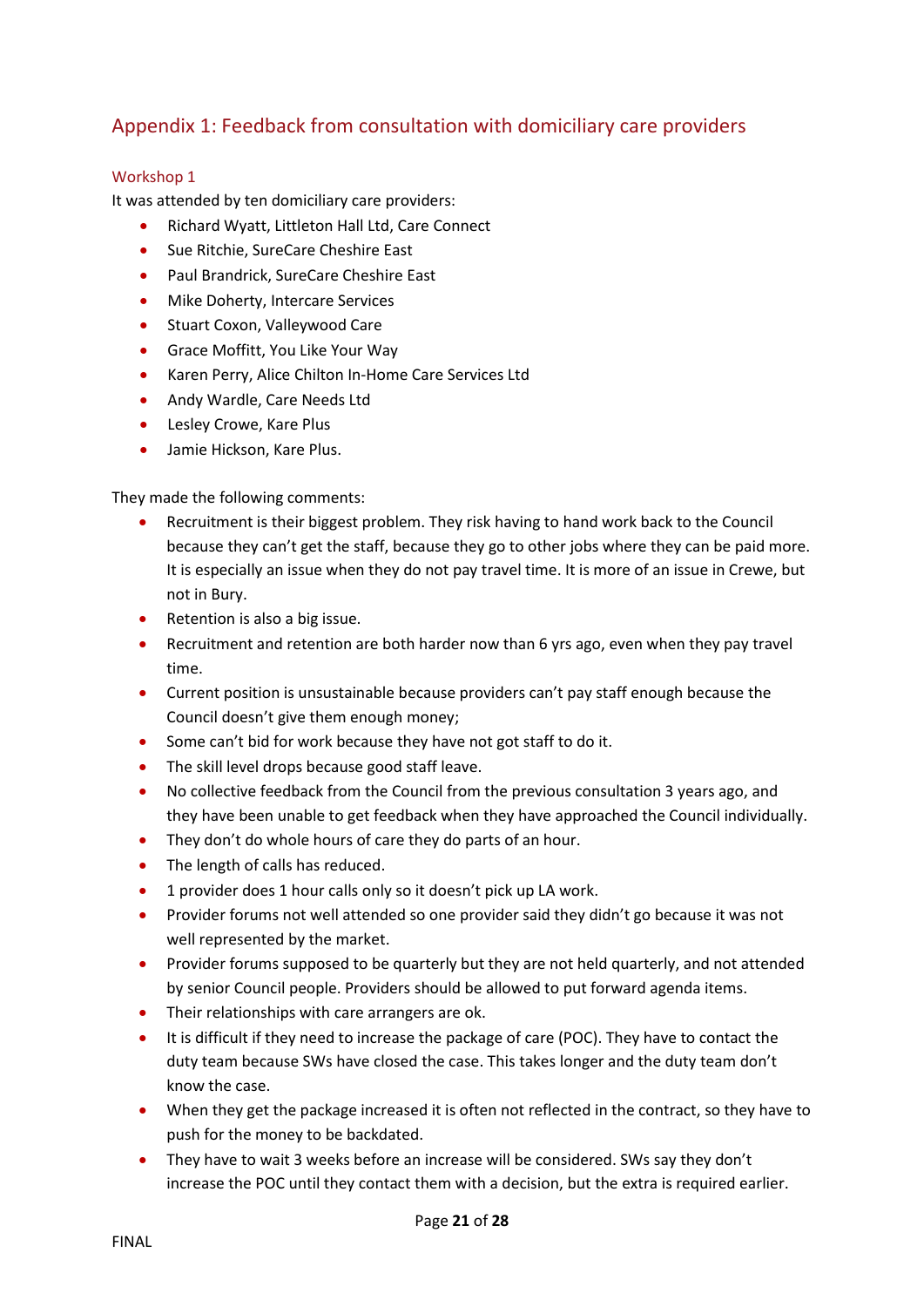## Appendix 1: Feedback from consultation with domiciliary care providers

### Workshop 1

It was attended by ten domiciliary care providers:

- Richard Wyatt, Littleton Hall Ltd, Care Connect
- Sue Ritchie, SureCare Cheshire East
- Paul Brandrick, SureCare Cheshire East
- Mike Doherty, Intercare Services
- Stuart Coxon, Valleywood Care
- Grace Moffitt, You Like Your Way
- Karen Perry, Alice Chilton In-Home Care Services Ltd
- Andy Wardle, Care Needs Ltd
- Lesley Crowe, Kare Plus
- Jamie Hickson, Kare Plus.

They made the following comments:

- Recruitment is their biggest problem. They risk having to hand work back to the Council because they can't get the staff, because they go to other jobs where they can be paid more. It is especially an issue when they do not pay travel time. It is more of an issue in Crewe, but not in Bury.
- Retention is also a big issue.
- Recruitment and retention are both harder now than 6 yrs ago, even when they pay travel time.
- Current position is unsustainable because providers can't pay staff enough because the Council doesn't give them enough money;
- Some can't bid for work because they have not got staff to do it.
- The skill level drops because good staff leave.
- No collective feedback from the Council from the previous consultation 3 years ago, and they have been unable to get feedback when they have approached the Council individually.
- They don't do whole hours of care they do parts of an hour.
- The length of calls has reduced.
- 1 provider does 1 hour calls only so it doesn't pick up LA work.
- Provider forums not well attended so one provider said they didn't go because it was not well represented by the market.
- Provider forums supposed to be quarterly but they are not held quarterly, and not attended by senior Council people. Providers should be allowed to put forward agenda items.
- Their relationships with care arrangers are ok.
- It is difficult if they need to increase the package of care (POC). They have to contact the duty team because SWs have closed the case. This takes longer and the duty team don't know the case.
- When they get the package increased it is often not reflected in the contract, so they have to push for the money to be backdated.
- They have to wait 3 weeks before an increase will be considered. SWs say they don't increase the POC until they contact them with a decision, but the extra is required earlier.

FINAL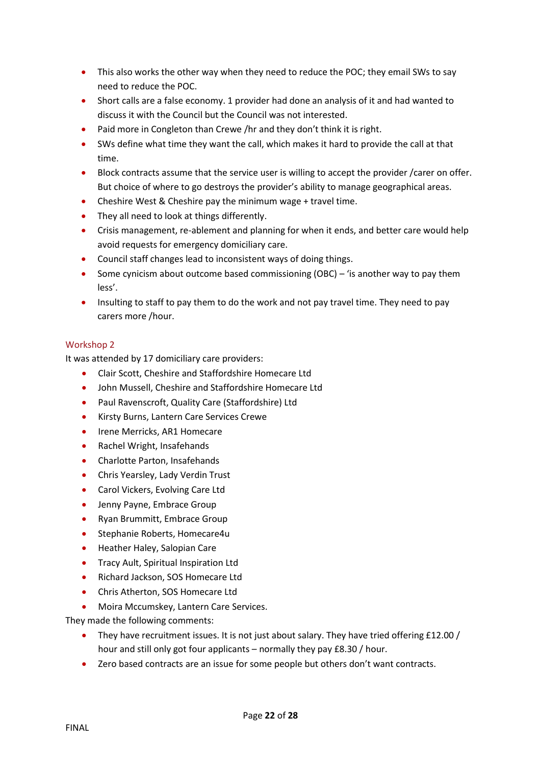- This also works the other way when they need to reduce the POC; they email SWs to say need to reduce the POC.
- Short calls are a false economy. 1 provider had done an analysis of it and had wanted to discuss it with the Council but the Council was not interested.
- Paid more in Congleton than Crewe /hr and they don't think it is right.
- SWs define what time they want the call, which makes it hard to provide the call at that time.
- Block contracts assume that the service user is willing to accept the provider /carer on offer. But choice of where to go destroys the provider's ability to manage geographical areas.
- Cheshire West & Cheshire pay the minimum wage + travel time.
- They all need to look at things differently.
- Crisis management, re-ablement and planning for when it ends, and better care would help avoid requests for emergency domiciliary care.
- Council staff changes lead to inconsistent ways of doing things.
- Some cynicism about outcome based commissioning (OBC) – 'is another way to pay them less'.
- Insulting to staff to pay them to do the work and not pay travel time. They need to pay carers more /hour.

### Workshop 2

It was attended by 17 domiciliary care providers:

- Clair Scott, Cheshire and Staffordshire Homecare Ltd
- John Mussell, Cheshire and Staffordshire Homecare Ltd
- Paul Ravenscroft, Quality Care (Staffordshire) Ltd
- Kirsty Burns, Lantern Care Services Crewe
- Irene Merricks, AR1 Homecare
- Rachel Wright, Insafehands
- Charlotte Parton, Insafehands
- Chris Yearsley, Lady Verdin Trust
- Carol Vickers, Evolving Care Ltd
- Jenny Payne, Embrace Group
- Ryan Brummitt, Embrace Group
- Stephanie Roberts, Homecare4u
- Heather Haley, Salopian Care
- Tracy Ault, Spiritual Inspiration Ltd
- Richard Jackson, SOS Homecare Ltd
- Chris Atherton, SOS Homecare Ltd
- Moira Mccumskey, Lantern Care Services.

They made the following comments:

- They have recruitment issues. It is not just about salary. They have tried offering £12.00 / hour and still only got four applicants – normally they pay £8.30 / hour.
- Zero based contracts are an issue for some people but others don't want contracts.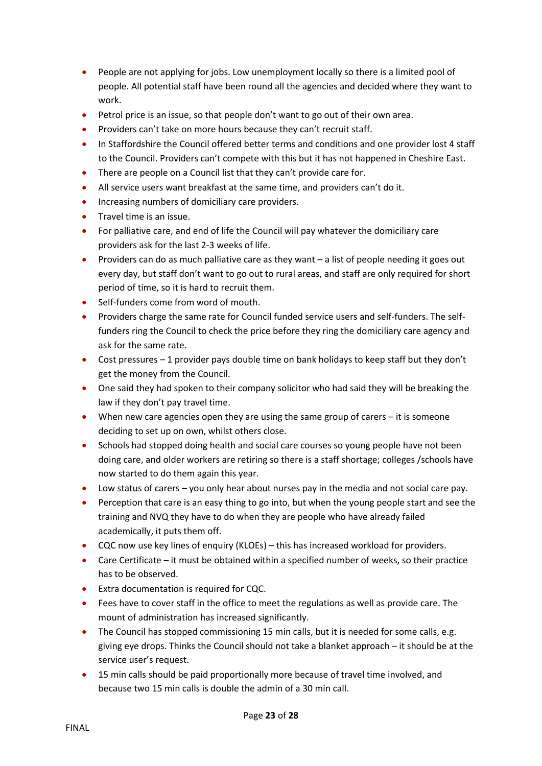- People are not applying for jobs. Low unemployment locally so there is a limited pool of people. All potential staff have been round all the agencies and decided where they want to work.
- Petrol price is an issue, so that people don't want to go out of their own area.
- Providers can't take on more hours because they can't recruit staff.
- In Staffordshire the Council offered better terms and conditions and one provider lost 4 staff to the Council. Providers can't compete with this but it has not happened in Cheshire East.
- There are people on a Council list that they can't provide care for.
- All service users want breakfast at the same time, and providers can't do it.
- Increasing numbers of domiciliary care providers.
- Travel time is an issue.
- For palliative care, and end of life the Council will pay whatever the domiciliary care providers ask for the last 2-3 weeks of life.
- Providers can do as much palliative care as they want – a list of people needing it goes out every day, but staff don't want to go out to rural areas, and staff are only required for short period of time, so it is hard to recruit them.
- Self-funders come from word of mouth.
- Providers charge the same rate for Council funded service users and self-funders. The self-funders ring the Council to check the price before they ring the domiciliary care agency and ask for the same rate.
- Cost pressures – 1 provider pays double time on bank holidays to keep staff but they don't get the money from the Council.
- One said they had spoken to their company solicitor who had said they will be breaking the law if they don't pay travel time.
- When new care agencies open they are using the same group of carers – it is someone deciding to set up on own, whilst others close.
- Schools had stopped doing health and social care courses so young people have not been doing care, and older workers are retiring so there is a staff shortage; colleges /schools have now started to do them again this year.
- Low status of carers – you only hear about nurses pay in the media and not social care pay.
- Perception that care is an easy thing to go into, but when the young people start and see the training and NVQ they have to do when they are people who have already failed academically, it puts them off.
- CQC now use key lines of enquiry (KLOEs) – this has increased workload for providers.
- Care Certificate – it must be obtained within a specified number of weeks, so their practice has to be observed.
- Extra documentation is required for CQC.
- Fees have to cover staff in the office to meet the regulations as well as provide care. The mount of administration has increased significantly.
- The Council has stopped commissioning 15 min calls, but it is needed for some calls, e.g. giving eye drops. Thinks the Council should not take a blanket approach – it should be at the service user's request.
- 15 min calls should be paid proportionally more because of travel time involved, and because two 15 min calls is double the admin of a 30 min call.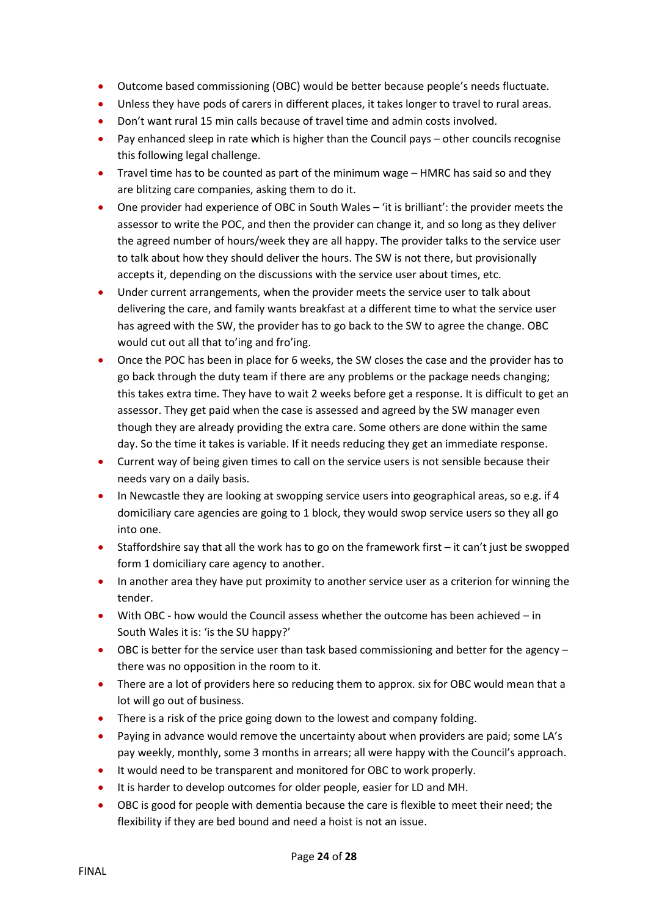- Outcome based commissioning (OBC) would be better because people's needs fluctuate.
- Unless they have pods of carers in different places, it takes longer to travel to rural areas.
- Don't want rural 15 min calls because of travel time and admin costs involved.
- Pay enhanced sleep in rate which is higher than the Council pays – other councils recognise this following legal challenge.
- Travel time has to be counted as part of the minimum wage – HMRC has said so and they are blitzing care companies, asking them to do it.
- One provider had experience of OBC in South Wales – 'it is brilliant': the provider meets the assessor to write the POC, and then the provider can change it, and so long as they deliver the agreed number of hours/week they are all happy. The provider talks to the service user to talk about how they should deliver the hours. The SW is not there, but provisionally accepts it, depending on the discussions with the service user about times, etc.
- Under current arrangements, when the provider meets the service user to talk about delivering the care, and family wants breakfast at a different time to what the service user has agreed with the SW, the provider has to go back to the SW to agree the change. OBC would cut out all that to'ing and fro'ing.
- Once the POC has been in place for 6 weeks, the SW closes the case and the provider has to go back through the duty team if there are any problems or the package needs changing; this takes extra time. They have to wait 2 weeks before get a response. It is difficult to get an assessor. They get paid when the case is assessed and agreed by the SW manager even though they are already providing the extra care. Some others are done within the same day. So the time it takes is variable. If it needs reducing they get an immediate response.
- Current way of being given times to call on the service users is not sensible because their needs vary on a daily basis.
- In Newcastle they are looking at swopping service users into geographical areas, so e.g. if 4 domiciliary care agencies are going to 1 block, they would swop service users so they all go into one.
- Staffordshire say that all the work has to go on the framework first – it can't just be swopped form 1 domiciliary care agency to another.
- In another area they have put proximity to another service user as a criterion for winning the tender.
- With OBC - how would the Council assess whether the outcome has been achieved – in South Wales it is: 'is the SU happy?'
- OBC is better for the service user than task based commissioning and better for the agency – there was no opposition in the room to it.
- There are a lot of providers here so reducing them to approx. six for OBC would mean that a lot will go out of business.
- There is a risk of the price going down to the lowest and company folding.
- Paying in advance would remove the uncertainty about when providers are paid; some LA's pay weekly, monthly, some 3 months in arrears; all were happy with the Council's approach.
- It would need to be transparent and monitored for OBC to work properly.
- It is harder to develop outcomes for older people, easier for LD and MH.
- OBC is good for people with dementia because the care is flexible to meet their need; the flexibility if they are bed bound and need a hoist is not an issue.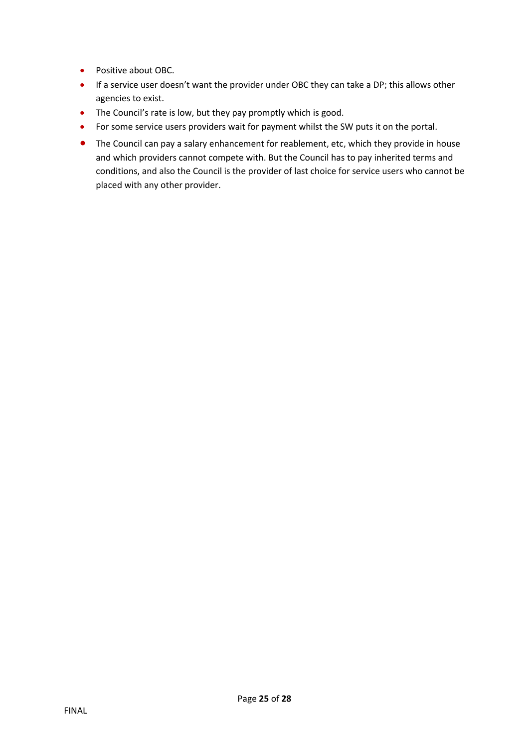- Positive about OBC.
- If a service user doesn't want the provider under OBC they can take a DP; this allows other agencies to exist.
- The Council's rate is low, but they pay promptly which is good.
- For some service users providers wait for payment whilst the SW puts it on the portal.
- The Council can pay a salary enhancement for reablement, etc, which they provide in house and which providers cannot compete with. But the Council has to pay inherited terms and conditions, and also the Council is the provider of last choice for service users who cannot be placed with any other provider.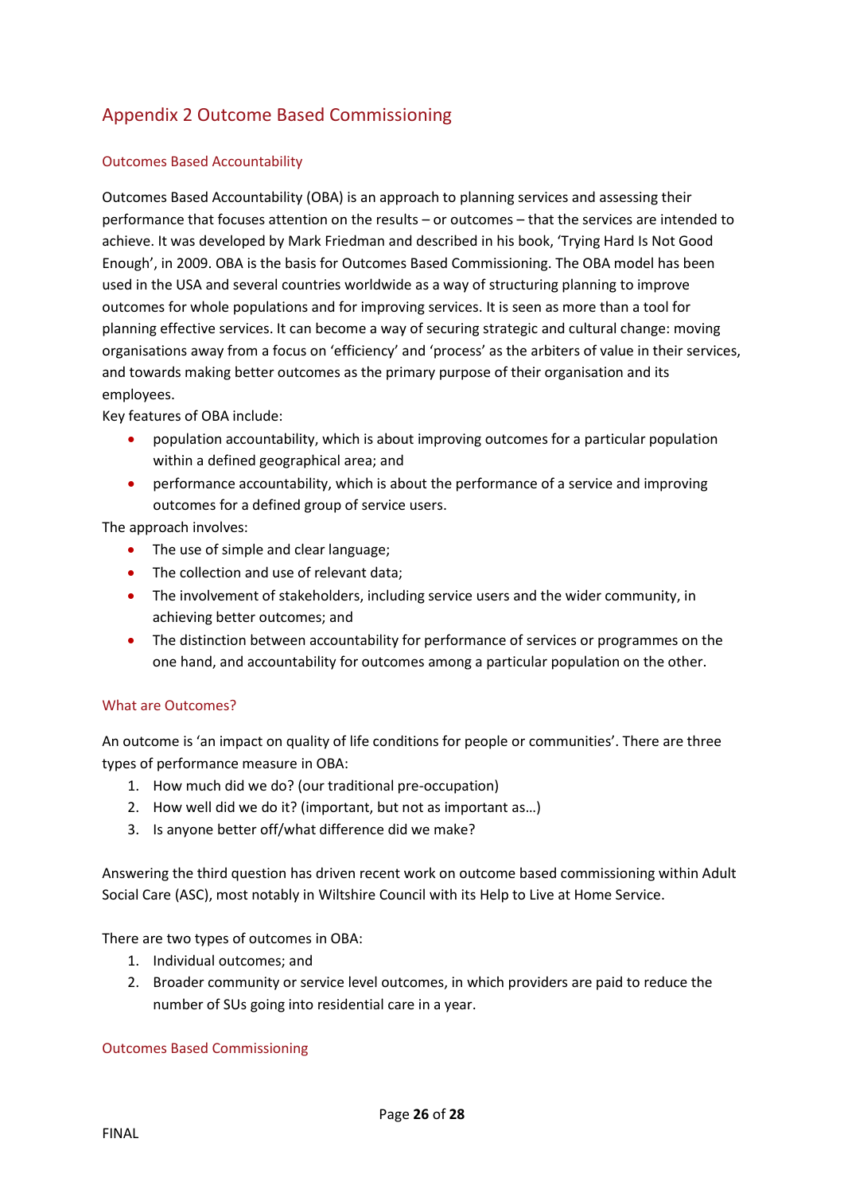## Appendix 2 Outcome Based Commissioning

### Outcomes Based Accountability

Outcomes Based Accountability (OBA) is an approach to planning services and assessing their performance that focuses attention on the results – or outcomes – that the services are intended to achieve. It was developed by Mark Friedman and described in his book, 'Trying Hard Is Not Good Enough', in 2009. OBA is the basis for Outcomes Based Commissioning. The OBA model has been used in the USA and several countries worldwide as a way of structuring planning to improve outcomes for whole populations and for improving services. It is seen as more than a tool for planning effective services. It can become a way of securing strategic and cultural change: moving organisations away from a focus on 'efficiency' and 'process' as the arbiters of value in their services, and towards making better outcomes as the primary purpose of their organisation and its employees.

Key features of OBA include:

- population accountability, which is about improving outcomes for a particular population within a defined geographical area; and
- performance accountability, which is about the performance of a service and improving outcomes for a defined group of service users.

The approach involves:

- The use of simple and clear language;
- The collection and use of relevant data;
- The involvement of stakeholders, including service users and the wider community, in achieving better outcomes; and
- The distinction between accountability for performance of services or programmes on the one hand, and accountability for outcomes among a particular population on the other.

### What are Outcomes?

An outcome is 'an impact on quality of life conditions for people or communities'. There are three types of performance measure in OBA:

1. How much did we do? (our traditional pre-occupation)
2. How well did we do it? (important, but not as important as…)
3. Is anyone better off/what difference did we make?

Answering the third question has driven recent work on outcome based commissioning within Adult Social Care (ASC), most notably in Wiltshire Council with its Help to Live at Home Service.

There are two types of outcomes in OBA:

1. Individual outcomes; and
2. Broader community or service level outcomes, in which providers are paid to reduce the number of SUs going into residential care in a year.

### Outcomes Based Commissioning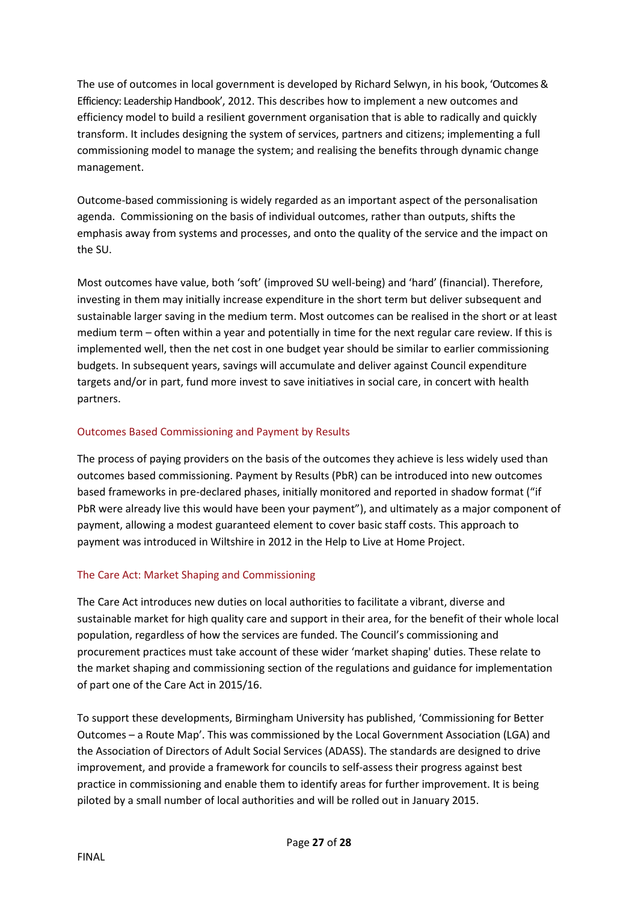The use of outcomes in local government is developed by Richard Selwyn, in his book, 'Outcomes & Efficiency: Leadership Handbook', 2012. This describes how to implement a new outcomes and efficiency model to build a resilient government organisation that is able to radically and quickly transform. It includes designing the system of services, partners and citizens; implementing a full commissioning model to manage the system; and realising the benefits through dynamic change management.

Outcome-based commissioning is widely regarded as an important aspect of the personalisation agenda. Commissioning on the basis of individual outcomes, rather than outputs, shifts the emphasis away from systems and processes, and onto the quality of the service and the impact on the SU.

Most outcomes have value, both 'soft' (improved SU well-being) and 'hard' (financial). Therefore, investing in them may initially increase expenditure in the short term but deliver subsequent and sustainable larger saving in the medium term. Most outcomes can be realised in the short or at least medium term – often within a year and potentially in time for the next regular care review. If this is implemented well, then the net cost in one budget year should be similar to earlier commissioning budgets. In subsequent years, savings will accumulate and deliver against Council expenditure targets and/or in part, fund more invest to save initiatives in social care, in concert with health partners.

### Outcomes Based Commissioning and Payment by Results

The process of paying providers on the basis of the outcomes they achieve is less widely used than outcomes based commissioning. Payment by Results (PbR) can be introduced into new outcomes based frameworks in pre-declared phases, initially monitored and reported in shadow format ("if PbR were already live this would have been your payment"), and ultimately as a major component of payment, allowing a modest guaranteed element to cover basic staff costs. This approach to payment was introduced in Wiltshire in 2012 in the Help to Live at Home Project.

### The Care Act: Market Shaping and Commissioning

The Care Act introduces new duties on local authorities to facilitate a vibrant, diverse and sustainable market for high quality care and support in their area, for the benefit of their whole local population, regardless of how the services are funded. The Council's commissioning and procurement practices must take account of these wider 'market shaping' duties. These relate to the market shaping and commissioning section of the regulations and guidance for implementation of part one of the Care Act in 2015/16.

To support these developments, Birmingham University has published, 'Commissioning for Better Outcomes – a Route Map'. This was commissioned by the Local Government Association (LGA) and the Association of Directors of Adult Social Services (ADASS). The standards are designed to drive improvement, and provide a framework for councils to self-assess their progress against best practice in commissioning and enable them to identify areas for further improvement. It is being piloted by a small number of local authorities and will be rolled out in January 2015.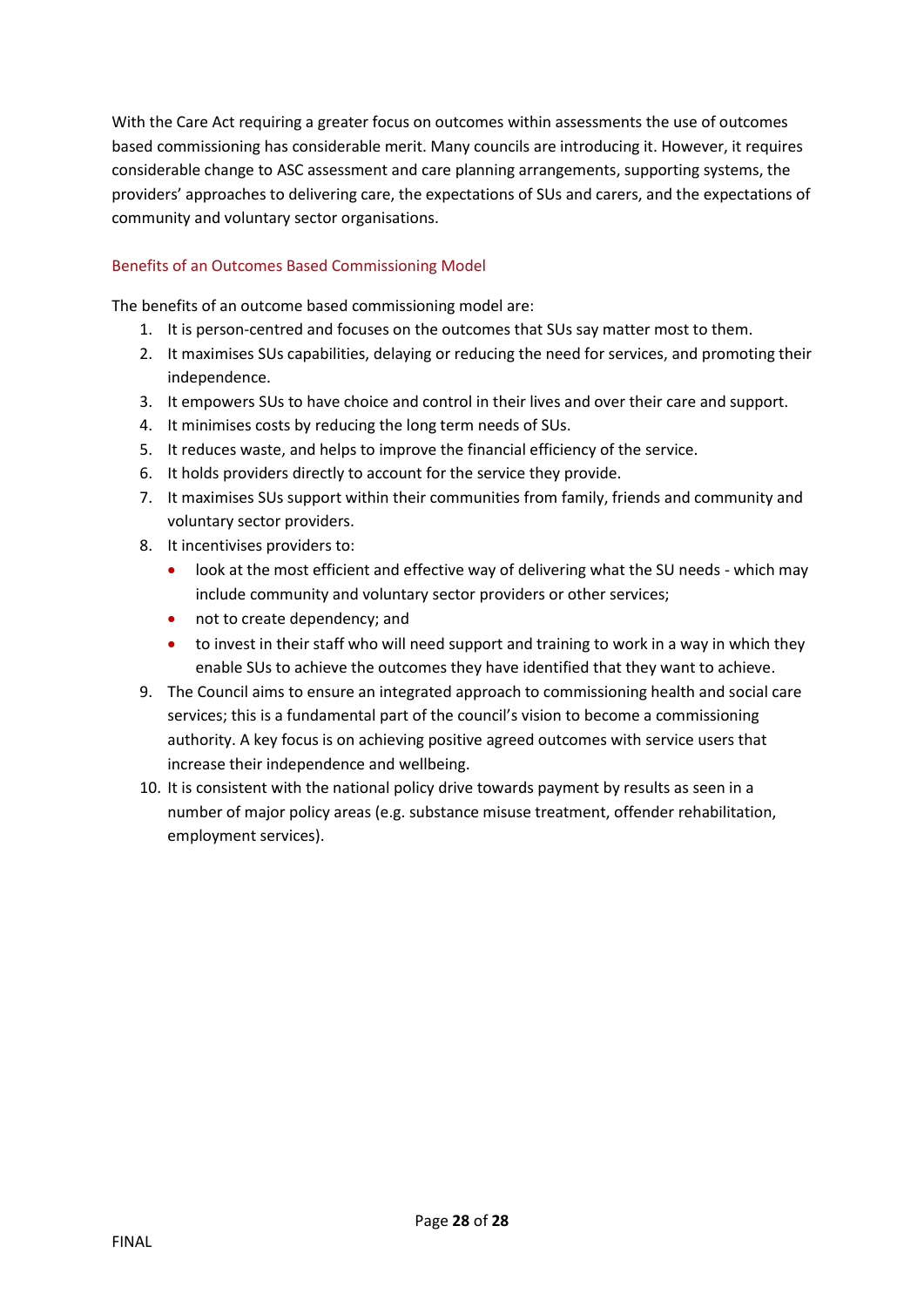With the Care Act requiring a greater focus on outcomes within assessments the use of outcomes based commissioning has considerable merit. Many councils are introducing it. However, it requires considerable change to ASC assessment and care planning arrangements, supporting systems, the providers' approaches to delivering care, the expectations of SUs and carers, and the expectations of community and voluntary sector organisations.

### Benefits of an Outcomes Based Commissioning Model

The benefits of an outcome based commissioning model are:

1. It is person-centred and focuses on the outcomes that SUs say matter most to them.
2. It maximises SUs capabilities, delaying or reducing the need for services, and promoting their independence.
3. It empowers SUs to have choice and control in their lives and over their care and support.
4. It minimises costs by reducing the long term needs of SUs.
5. It reduces waste, and helps to improve the financial efficiency of the service.
6. It holds providers directly to account for the service they provide.
7. It maximises SUs support within their communities from family, friends and community and voluntary sector providers.
8. It incentivises providers to:
   - look at the most efficient and effective way of delivering what the SU needs - which may include community and voluntary sector providers or other services;
   - not to create dependency; and
   - to invest in their staff who will need support and training to work in a way in which they enable SUs to achieve the outcomes they have identified that they want to achieve.
9. The Council aims to ensure an integrated approach to commissioning health and social care services; this is a fundamental part of the council's vision to become a commissioning authority. A key focus is on achieving positive agreed outcomes with service users that increase their independence and wellbeing.
10. It is consistent with the national policy drive towards payment by results as seen in a number of major policy areas (e.g. substance misuse treatment, offender rehabilitation, employment services).